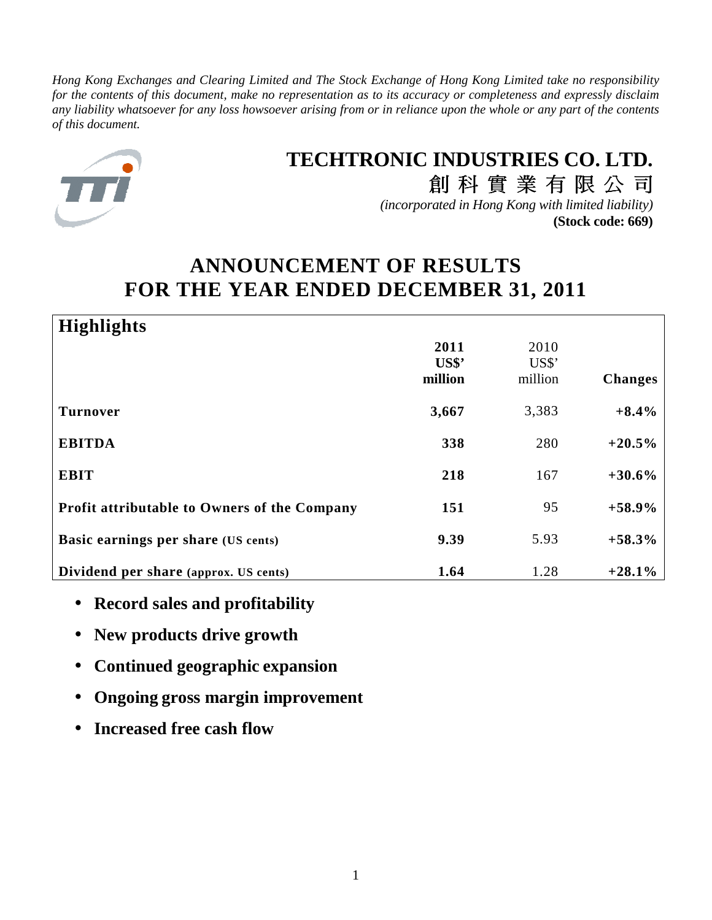*Hong Kong Exchanges and Clearing Limited and The Stock Exchange of Hong Kong Limited take no responsibility for the contents of this document, make no representation as to its accuracy or completeness and expressly disclaim any liability whatsoever for any loss howsoever arising from or in reliance upon the whole or any part of the contents of this document.*

# TECHTRONIC INDUSTRIES CO. LTD.

# 創 科 實 業 有 限 公 司

*(incorporated in Hong Kong with limited liability)*

**(Stock code: 669)**

# ANNOUNCEMENT OF RESULTS FOR THE YEAR ENDED DECEMBER 31, 2011

## Highlights

| | **2011 US$' million** | 2010 US$' million | **Changes** |
|---|---|---|---|
| **Turnover** | **3,667** | 3,383 | **+8.4%** |
| **EBITDA** | **338** | 280 | **+20.5%** |
| **EBIT** | **218** | 167 | **+30.6%** |
| **Profit attributable to Owners of the Company** | **151** | 95 | **+58.9%** |
| **Basic earnings per share (US cents)** | **9.39** | 5.93 | **+58.3%** |
| **Dividend per share (approx. US cents)** | **1.64** | 1.28 | **+28.1%** |

- **Record sales and profitability**
- **New products drive growth**
- **Continued geographic expansion**
- **Ongoing gross margin improvement**
- **Increased free cash flow**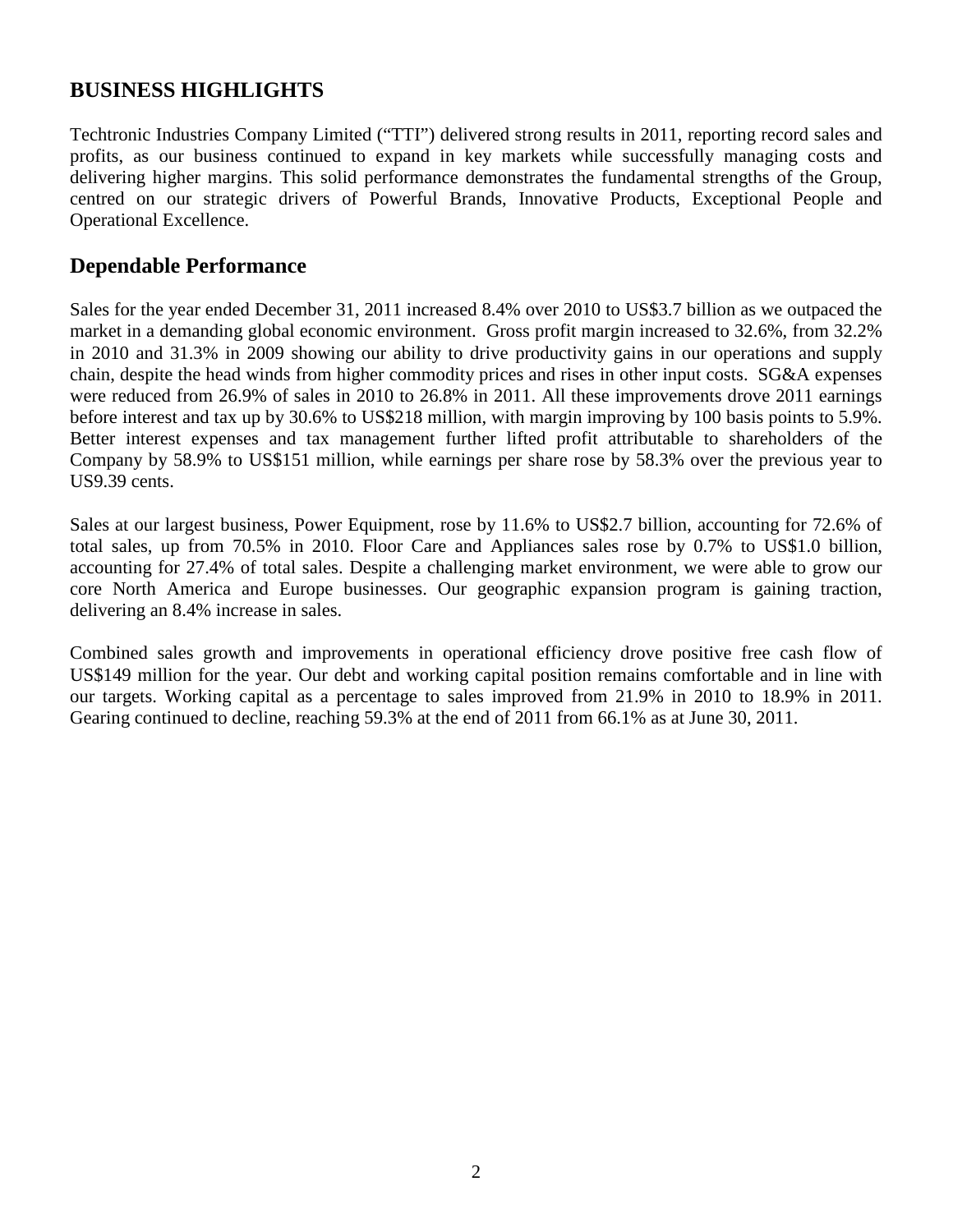# BUSINESS HIGHLIGHTS

Techtronic Industries Company Limited ("TTI") delivered strong results in 2011, reporting record sales and profits, as our business continued to expand in key markets while successfully managing costs and delivering higher margins. This solid performance demonstrates the fundamental strengths of the Group, centred on our strategic drivers of Powerful Brands, Innovative Products, Exceptional People and Operational Excellence.

## Dependable Performance

Sales for the year ended December 31, 2011 increased 8.4% over 2010 to US$3.7 billion as we outpaced the market in a demanding global economic environment. Gross profit margin increased to 32.6%, from 32.2% in 2010 and 31.3% in 2009 showing our ability to drive productivity gains in our operations and supply chain, despite the head winds from higher commodity prices and rises in other input costs. SG&A expenses were reduced from 26.9% of sales in 2010 to 26.8% in 2011. All these improvements drove 2011 earnings before interest and tax up by 30.6% to US$218 million, with margin improving by 100 basis points to 5.9%. Better interest expenses and tax management further lifted profit attributable to shareholders of the Company by 58.9% to US$151 million, while earnings per share rose by 58.3% over the previous year to US9.39 cents.

Sales at our largest business, Power Equipment, rose by 11.6% to US$2.7 billion, accounting for 72.6% of total sales, up from 70.5% in 2010. Floor Care and Appliances sales rose by 0.7% to US$1.0 billion, accounting for 27.4% of total sales. Despite a challenging market environment, we were able to grow our core North America and Europe businesses. Our geographic expansion program is gaining traction, delivering an 8.4% increase in sales.

Combined sales growth and improvements in operational efficiency drove positive free cash flow of US$149 million for the year. Our debt and working capital position remains comfortable and in line with our targets. Working capital as a percentage to sales improved from 21.9% in 2010 to 18.9% in 2011. Gearing continued to decline, reaching 59.3% at the end of 2011 from 66.1% as at June 30, 2011.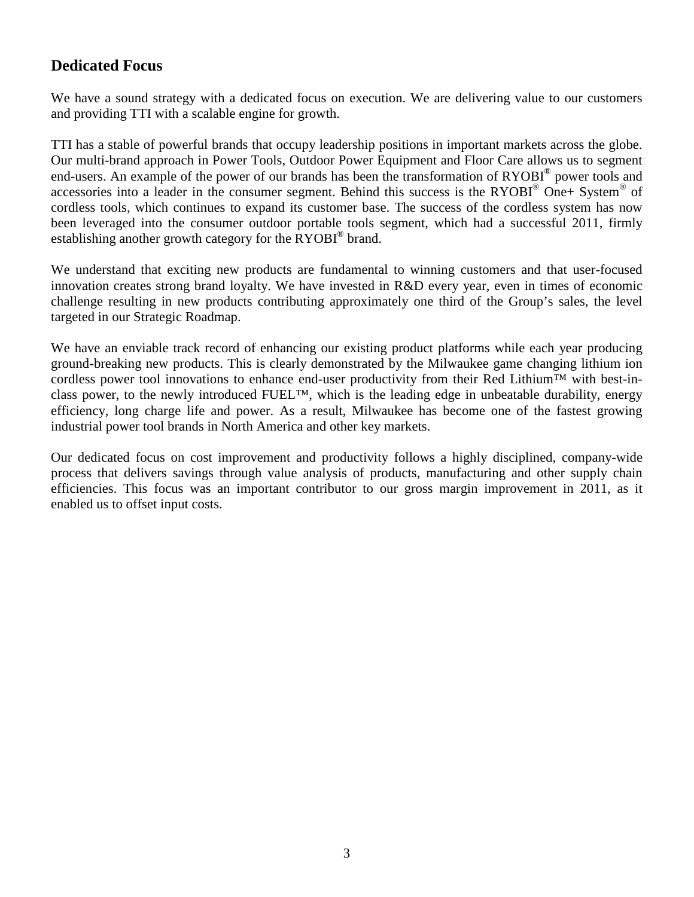## Dedicated Focus

We have a sound strategy with a dedicated focus on execution. We are delivering value to our customers and providing TTI with a scalable engine for growth.

TTI has a stable of powerful brands that occupy leadership positions in important markets across the globe. Our multi-brand approach in Power Tools, Outdoor Power Equipment and Floor Care allows us to segment end-users. An example of the power of our brands has been the transformation of RYOBI® power tools and accessories into a leader in the consumer segment. Behind this success is the RYOBI® One+ System® of cordless tools, which continues to expand its customer base. The success of the cordless system has now been leveraged into the consumer outdoor portable tools segment, which had a successful 2011, firmly establishing another growth category for the RYOBI® brand.

We understand that exciting new products are fundamental to winning customers and that user-focused innovation creates strong brand loyalty. We have invested in R&D every year, even in times of economic challenge resulting in new products contributing approximately one third of the Group's sales, the level targeted in our Strategic Roadmap.

We have an enviable track record of enhancing our existing product platforms while each year producing ground-breaking new products. This is clearly demonstrated by the Milwaukee game changing lithium ion cordless power tool innovations to enhance end-user productivity from their Red Lithium™ with best-in-class power, to the newly introduced FUEL™, which is the leading edge in unbeatable durability, energy efficiency, long charge life and power. As a result, Milwaukee has become one of the fastest growing industrial power tool brands in North America and other key markets.

Our dedicated focus on cost improvement and productivity follows a highly disciplined, company-wide process that delivers savings through value analysis of products, manufacturing and other supply chain efficiencies. This focus was an important contributor to our gross margin improvement in 2011, as it enabled us to offset input costs.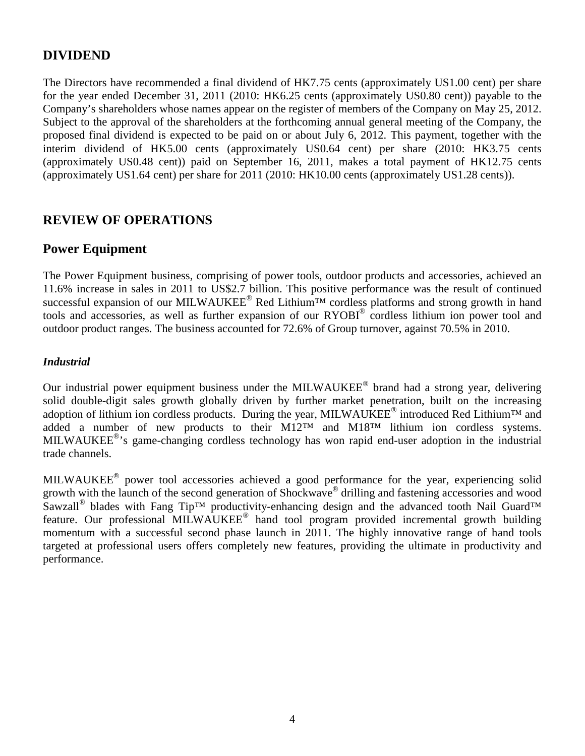## DIVIDEND

The Directors have recommended a final dividend of HK7.75 cents (approximately US1.00 cent) per share for the year ended December 31, 2011 (2010: HK6.25 cents (approximately US0.80 cent)) payable to the Company's shareholders whose names appear on the register of members of the Company on May 25, 2012. Subject to the approval of the shareholders at the forthcoming annual general meeting of the Company, the proposed final dividend is expected to be paid on or about July 6, 2012. This payment, together with the interim dividend of HK5.00 cents (approximately US0.64 cent) per share (2010: HK3.75 cents (approximately US0.48 cent)) paid on September 16, 2011, makes a total payment of HK12.75 cents (approximately US1.64 cent) per share for 2011 (2010: HK10.00 cents (approximately US1.28 cents)).

## REVIEW OF OPERATIONS

## Power Equipment

The Power Equipment business, comprising of power tools, outdoor products and accessories, achieved an 11.6% increase in sales in 2011 to US$2.7 billion. This positive performance was the result of continued successful expansion of our MILWAUKEE® Red Lithium™ cordless platforms and strong growth in hand tools and accessories, as well as further expansion of our RYOBI® cordless lithium ion power tool and outdoor product ranges. The business accounted for 72.6% of Group turnover, against 70.5% in 2010.

### *Industrial*

Our industrial power equipment business under the MILWAUKEE® brand had a strong year, delivering solid double-digit sales growth globally driven by further market penetration, built on the increasing adoption of lithium ion cordless products. During the year, MILWAUKEE® introduced Red Lithium™ and added a number of new products to their M12™ and M18™ lithium ion cordless systems. MILWAUKEE®'s game-changing cordless technology has won rapid end-user adoption in the industrial trade channels.

MILWAUKEE® power tool accessories achieved a good performance for the year, experiencing solid growth with the launch of the second generation of Shockwave® drilling and fastening accessories and wood Sawzall® blades with Fang Tip™ productivity-enhancing design and the advanced tooth Nail Guard™ feature. Our professional MILWAUKEE® hand tool program provided incremental growth building momentum with a successful second phase launch in 2011. The highly innovative range of hand tools targeted at professional users offers completely new features, providing the ultimate in productivity and performance.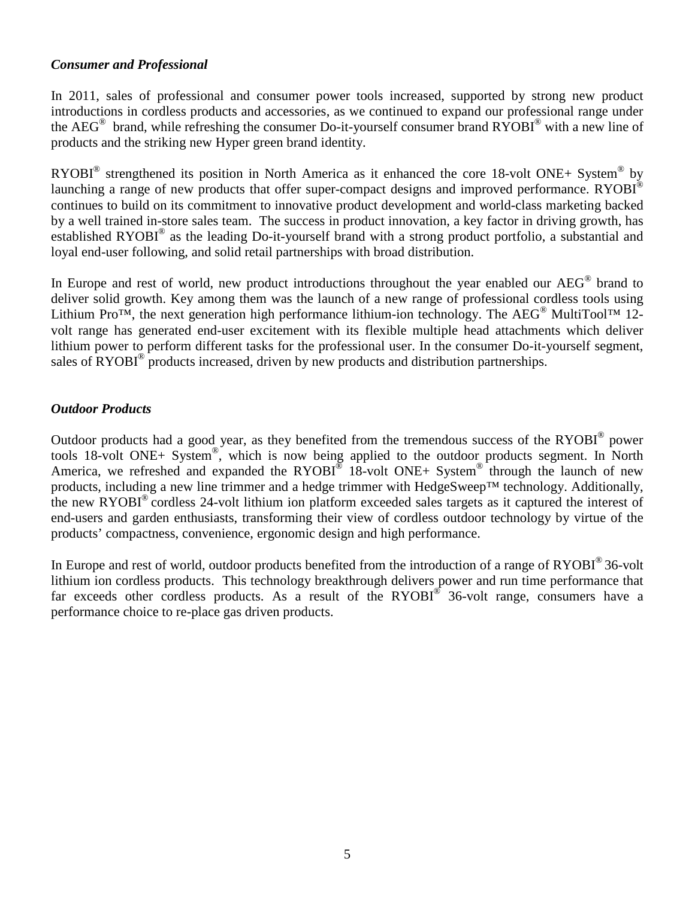### *Consumer and Professional*

In 2011, sales of professional and consumer power tools increased, supported by strong new product introductions in cordless products and accessories, as we continued to expand our professional range under the AEG® brand, while refreshing the consumer Do-it-yourself consumer brand RYOBI® with a new line of products and the striking new Hyper green brand identity.

RYOBI® strengthened its position in North America as it enhanced the core 18-volt ONE+ System® by launching a range of new products that offer super-compact designs and improved performance. RYOBI® continues to build on its commitment to innovative product development and world-class marketing backed by a well trained in-store sales team. The success in product innovation, a key factor in driving growth, has established RYOBI® as the leading Do-it-yourself brand with a strong product portfolio, a substantial and loyal end-user following, and solid retail partnerships with broad distribution.

In Europe and rest of world, new product introductions throughout the year enabled our AEG® brand to deliver solid growth. Key among them was the launch of a new range of professional cordless tools using Lithium Pro™, the next generation high performance lithium-ion technology. The AEG® MultiTool™ 12-volt range has generated end-user excitement with its flexible multiple head attachments which deliver lithium power to perform different tasks for the professional user. In the consumer Do-it-yourself segment, sales of RYOBI® products increased, driven by new products and distribution partnerships.

### *Outdoor Products*

Outdoor products had a good year, as they benefited from the tremendous success of the RYOBI® power tools 18-volt ONE+ System®, which is now being applied to the outdoor products segment. In North America, we refreshed and expanded the RYOBI® 18-volt ONE+ System® through the launch of new products, including a new line trimmer and a hedge trimmer with HedgeSweep™ technology. Additionally, the new RYOBI® cordless 24-volt lithium ion platform exceeded sales targets as it captured the interest of end-users and garden enthusiasts, transforming their view of cordless outdoor technology by virtue of the products' compactness, convenience, ergonomic design and high performance.

In Europe and rest of world, outdoor products benefited from the introduction of a range of RYOBI® 36-volt lithium ion cordless products. This technology breakthrough delivers power and run time performance that far exceeds other cordless products. As a result of the RYOBI® 36-volt range, consumers have a performance choice to re-place gas driven products.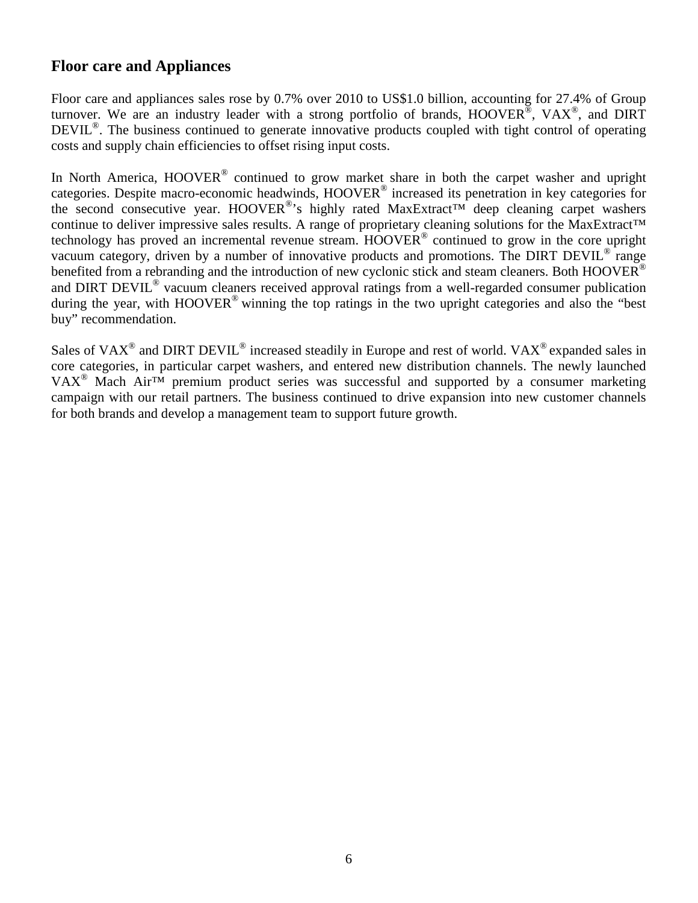## Floor care and Appliances

Floor care and appliances sales rose by 0.7% over 2010 to US$1.0 billion, accounting for 27.4% of Group turnover. We are an industry leader with a strong portfolio of brands, HOOVER®, VAX®, and DIRT DEVIL®. The business continued to generate innovative products coupled with tight control of operating costs and supply chain efficiencies to offset rising input costs.

In North America, HOOVER® continued to grow market share in both the carpet washer and upright categories. Despite macro-economic headwinds, HOOVER® increased its penetration in key categories for the second consecutive year. HOOVER®'s highly rated MaxExtract™ deep cleaning carpet washers continue to deliver impressive sales results. A range of proprietary cleaning solutions for the MaxExtract™ technology has proved an incremental revenue stream. HOOVER® continued to grow in the core upright vacuum category, driven by a number of innovative products and promotions. The DIRT DEVIL® range benefited from a rebranding and the introduction of new cyclonic stick and steam cleaners. Both HOOVER® and DIRT DEVIL® vacuum cleaners received approval ratings from a well-regarded consumer publication during the year, with HOOVER® winning the top ratings in the two upright categories and also the "best buy" recommendation.

Sales of VAX® and DIRT DEVIL® increased steadily in Europe and rest of world. VAX® expanded sales in core categories, in particular carpet washers, and entered new distribution channels. The newly launched VAX® Mach Air™ premium product series was successful and supported by a consumer marketing campaign with our retail partners. The business continued to drive expansion into new customer channels for both brands and develop a management team to support future growth.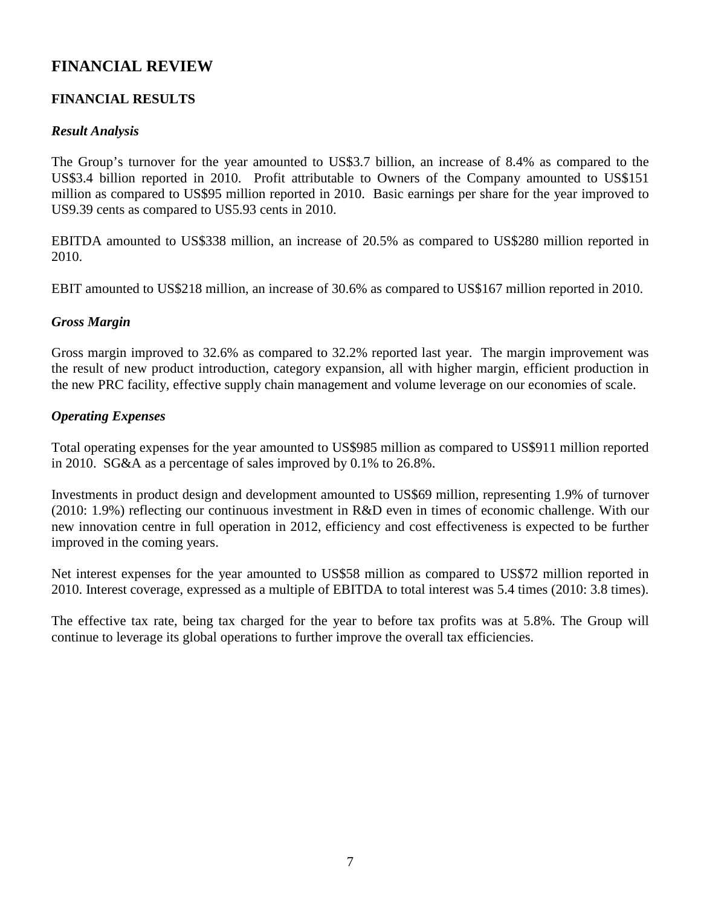# FINANCIAL REVIEW

## FINANCIAL RESULTS

### *Result Analysis*

The Group's turnover for the year amounted to US$3.7 billion, an increase of 8.4% as compared to the US$3.4 billion reported in 2010. Profit attributable to Owners of the Company amounted to US$151 million as compared to US$95 million reported in 2010. Basic earnings per share for the year improved to US9.39 cents as compared to US5.93 cents in 2010.

EBITDA amounted to US$338 million, an increase of 20.5% as compared to US$280 million reported in 2010.

EBIT amounted to US$218 million, an increase of 30.6% as compared to US$167 million reported in 2010.

### *Gross Margin*

Gross margin improved to 32.6% as compared to 32.2% reported last year. The margin improvement was the result of new product introduction, category expansion, all with higher margin, efficient production in the new PRC facility, effective supply chain management and volume leverage on our economies of scale.

### *Operating Expenses*

Total operating expenses for the year amounted to US$985 million as compared to US$911 million reported in 2010. SG&A as a percentage of sales improved by 0.1% to 26.8%.

Investments in product design and development amounted to US$69 million, representing 1.9% of turnover (2010: 1.9%) reflecting our continuous investment in R&D even in times of economic challenge. With our new innovation centre in full operation in 2012, efficiency and cost effectiveness is expected to be further improved in the coming years.

Net interest expenses for the year amounted to US$58 million as compared to US$72 million reported in 2010. Interest coverage, expressed as a multiple of EBITDA to total interest was 5.4 times (2010: 3.8 times).

The effective tax rate, being tax charged for the year to before tax profits was at 5.8%. The Group will continue to leverage its global operations to further improve the overall tax efficiencies.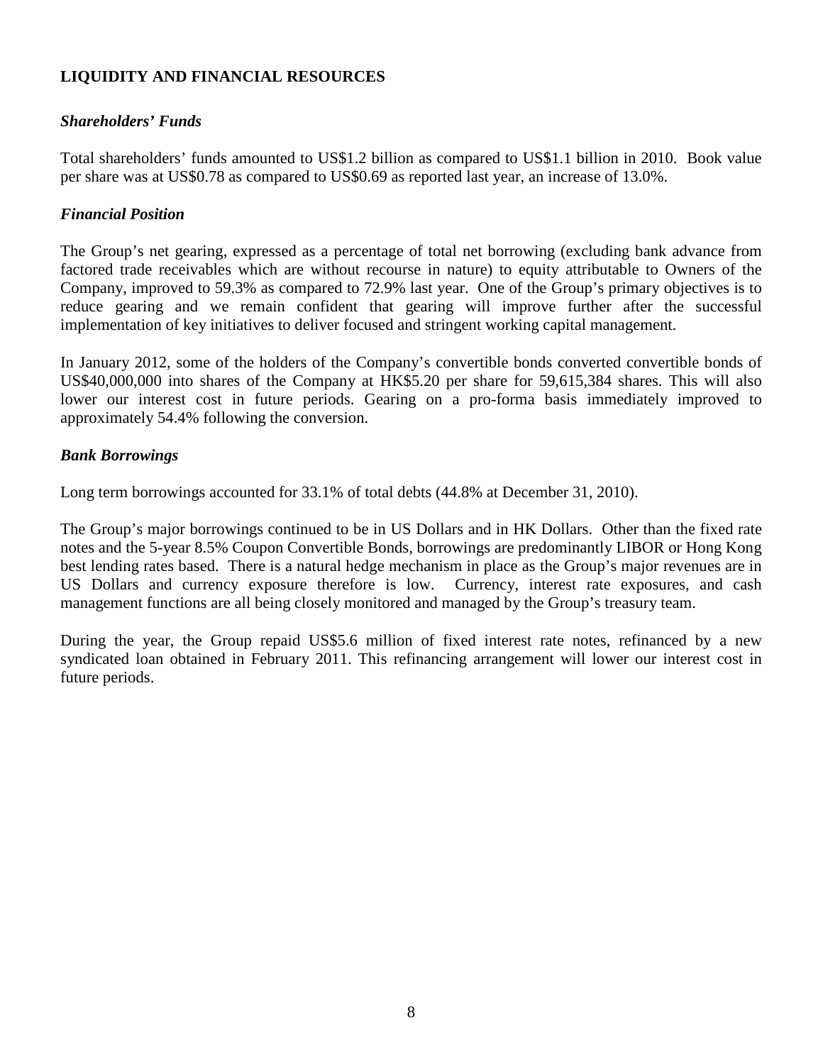## LIQUIDITY AND FINANCIAL RESOURCES

### *Shareholders' Funds*

Total shareholders' funds amounted to US$1.2 billion as compared to US$1.1 billion in 2010. Book value per share was at US$0.78 as compared to US$0.69 as reported last year, an increase of 13.0%.

### *Financial Position*

The Group's net gearing, expressed as a percentage of total net borrowing (excluding bank advance from factored trade receivables which are without recourse in nature) to equity attributable to Owners of the Company, improved to 59.3% as compared to 72.9% last year. One of the Group's primary objectives is to reduce gearing and we remain confident that gearing will improve further after the successful implementation of key initiatives to deliver focused and stringent working capital management.

In January 2012, some of the holders of the Company's convertible bonds converted convertible bonds of US$40,000,000 into shares of the Company at HK$5.20 per share for 59,615,384 shares. This will also lower our interest cost in future periods. Gearing on a pro-forma basis immediately improved to approximately 54.4% following the conversion.

### *Bank Borrowings*

Long term borrowings accounted for 33.1% of total debts (44.8% at December 31, 2010).

The Group's major borrowings continued to be in US Dollars and in HK Dollars. Other than the fixed rate notes and the 5-year 8.5% Coupon Convertible Bonds, borrowings are predominantly LIBOR or Hong Kong best lending rates based. There is a natural hedge mechanism in place as the Group's major revenues are in US Dollars and currency exposure therefore is low. Currency, interest rate exposures, and cash management functions are all being closely monitored and managed by the Group's treasury team.

During the year, the Group repaid US$5.6 million of fixed interest rate notes, refinanced by a new syndicated loan obtained in February 2011. This refinancing arrangement will lower our interest cost in future periods.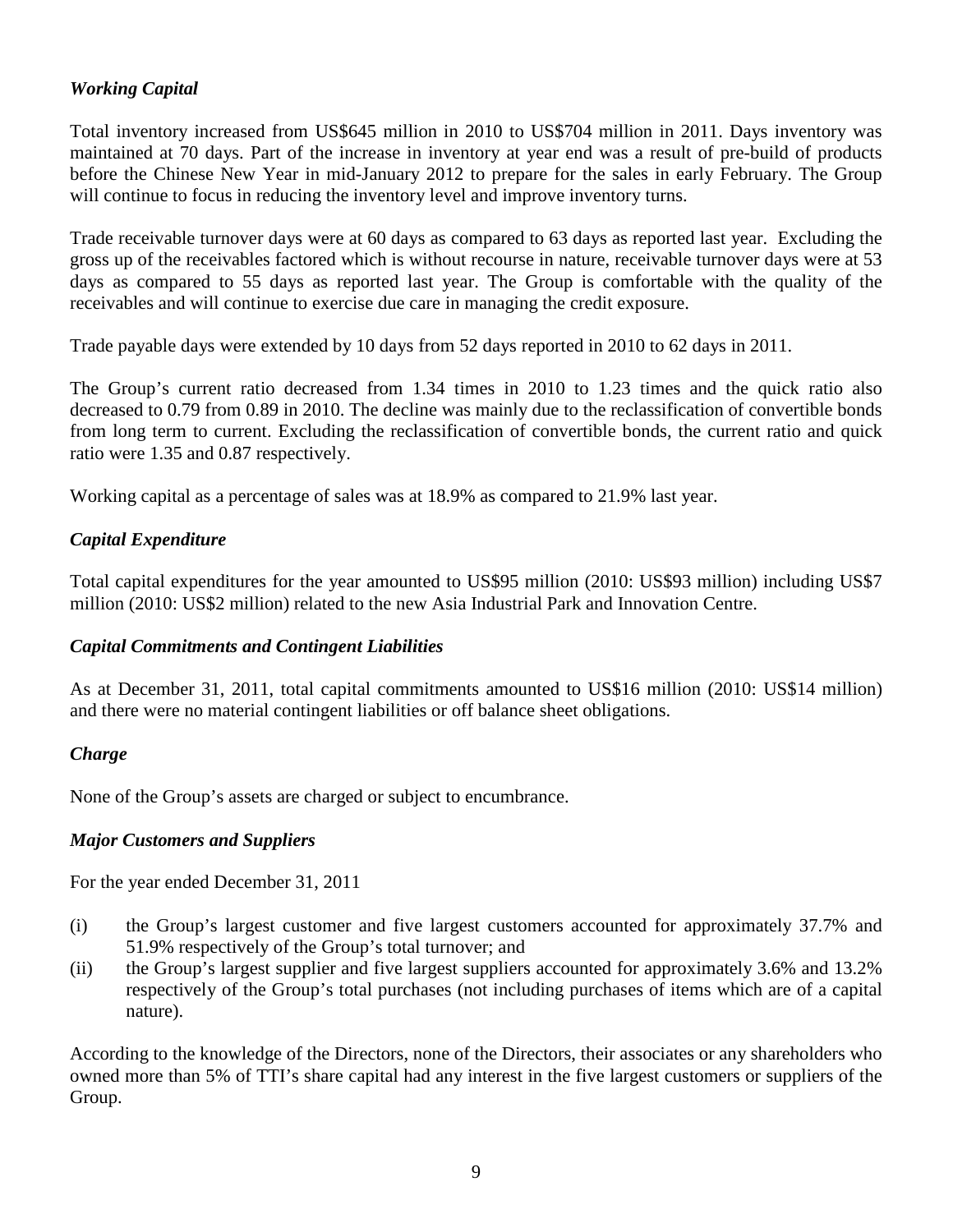***Working Capital***

Total inventory increased from US$645 million in 2010 to US$704 million in 2011. Days inventory was maintained at 70 days. Part of the increase in inventory at year end was a result of pre-build of products before the Chinese New Year in mid-January 2012 to prepare for the sales in early February. The Group will continue to focus in reducing the inventory level and improve inventory turns.

Trade receivable turnover days were at 60 days as compared to 63 days as reported last year. Excluding the gross up of the receivables factored which is without recourse in nature, receivable turnover days were at 53 days as compared to 55 days as reported last year. The Group is comfortable with the quality of the receivables and will continue to exercise due care in managing the credit exposure.

Trade payable days were extended by 10 days from 52 days reported in 2010 to 62 days in 2011.

The Group's current ratio decreased from 1.34 times in 2010 to 1.23 times and the quick ratio also decreased to 0.79 from 0.89 in 2010. The decline was mainly due to the reclassification of convertible bonds from long term to current. Excluding the reclassification of convertible bonds, the current ratio and quick ratio were 1.35 and 0.87 respectively.

Working capital as a percentage of sales was at 18.9% as compared to 21.9% last year.

***Capital Expenditure***

Total capital expenditures for the year amounted to US$95 million (2010: US$93 million) including US$7 million (2010: US$2 million) related to the new Asia Industrial Park and Innovation Centre.

***Capital Commitments and Contingent Liabilities***

As at December 31, 2011, total capital commitments amounted to US$16 million (2010: US$14 million) and there were no material contingent liabilities or off balance sheet obligations.

***Charge***

None of the Group's assets are charged or subject to encumbrance.

***Major Customers and Suppliers***

For the year ended December 31, 2011

(i) the Group's largest customer and five largest customers accounted for approximately 37.7% and 51.9% respectively of the Group's total turnover; and

(ii) the Group's largest supplier and five largest suppliers accounted for approximately 3.6% and 13.2% respectively of the Group's total purchases (not including purchases of items which are of a capital nature).

According to the knowledge of the Directors, none of the Directors, their associates or any shareholders who owned more than 5% of TTI's share capital had any interest in the five largest customers or suppliers of the Group.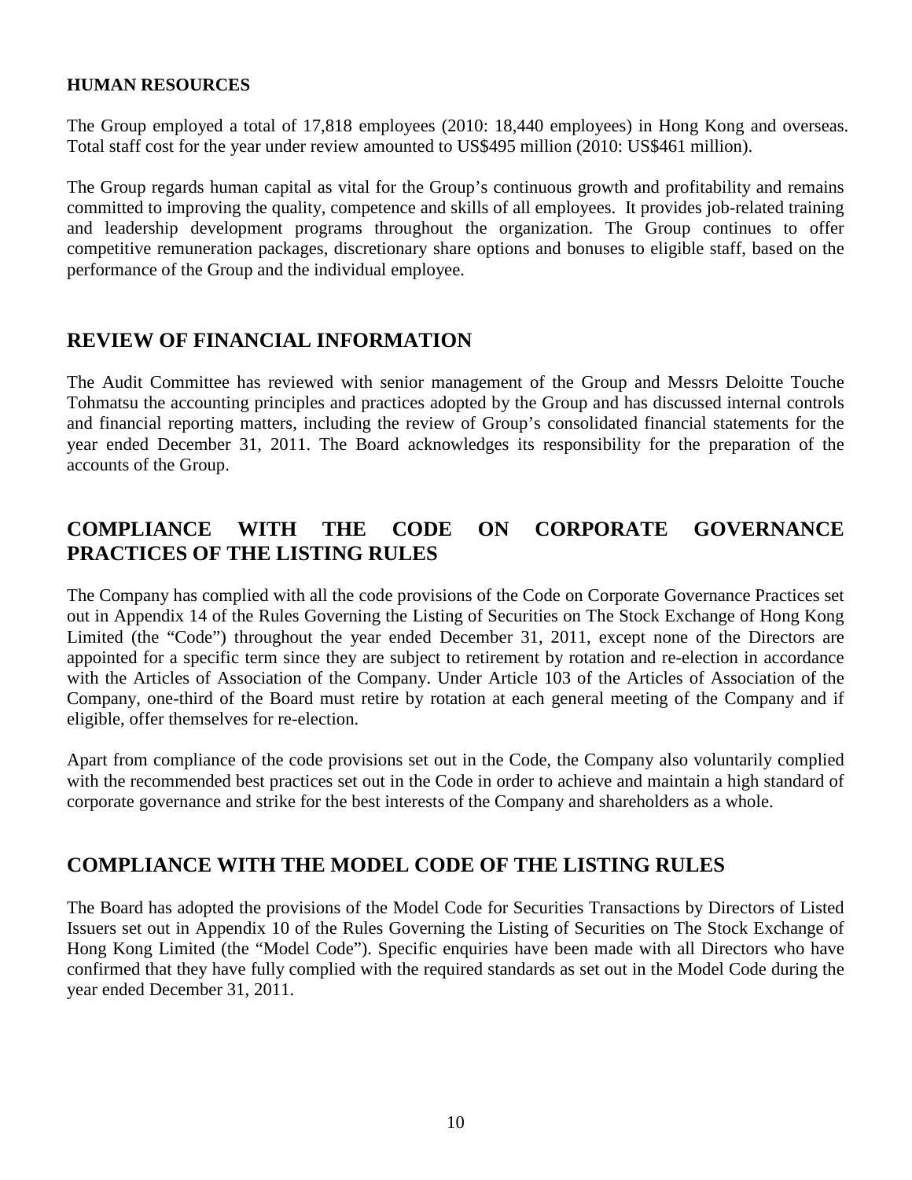### HUMAN RESOURCES

The Group employed a total of 17,818 employees (2010: 18,440 employees) in Hong Kong and overseas. Total staff cost for the year under review amounted to US$495 million (2010: US$461 million).

The Group regards human capital as vital for the Group's continuous growth and profitability and remains committed to improving the quality, competence and skills of all employees. It provides job-related training and leadership development programs throughout the organization. The Group continues to offer competitive remuneration packages, discretionary share options and bonuses to eligible staff, based on the performance of the Group and the individual employee.

## REVIEW OF FINANCIAL INFORMATION

The Audit Committee has reviewed with senior management of the Group and Messrs Deloitte Touche Tohmatsu the accounting principles and practices adopted by the Group and has discussed internal controls and financial reporting matters, including the review of Group's consolidated financial statements for the year ended December 31, 2011. The Board acknowledges its responsibility for the preparation of the accounts of the Group.

## COMPLIANCE WITH THE CODE ON CORPORATE GOVERNANCE PRACTICES OF THE LISTING RULES

The Company has complied with all the code provisions of the Code on Corporate Governance Practices set out in Appendix 14 of the Rules Governing the Listing of Securities on The Stock Exchange of Hong Kong Limited (the "Code") throughout the year ended December 31, 2011, except none of the Directors are appointed for a specific term since they are subject to retirement by rotation and re-election in accordance with the Articles of Association of the Company. Under Article 103 of the Articles of Association of the Company, one-third of the Board must retire by rotation at each general meeting of the Company and if eligible, offer themselves for re-election.

Apart from compliance of the code provisions set out in the Code, the Company also voluntarily complied with the recommended best practices set out in the Code in order to achieve and maintain a high standard of corporate governance and strike for the best interests of the Company and shareholders as a whole.

## COMPLIANCE WITH THE MODEL CODE OF THE LISTING RULES

The Board has adopted the provisions of the Model Code for Securities Transactions by Directors of Listed Issuers set out in Appendix 10 of the Rules Governing the Listing of Securities on The Stock Exchange of Hong Kong Limited (the "Model Code"). Specific enquiries have been made with all Directors who have confirmed that they have fully complied with the required standards as set out in the Model Code during the year ended December 31, 2011.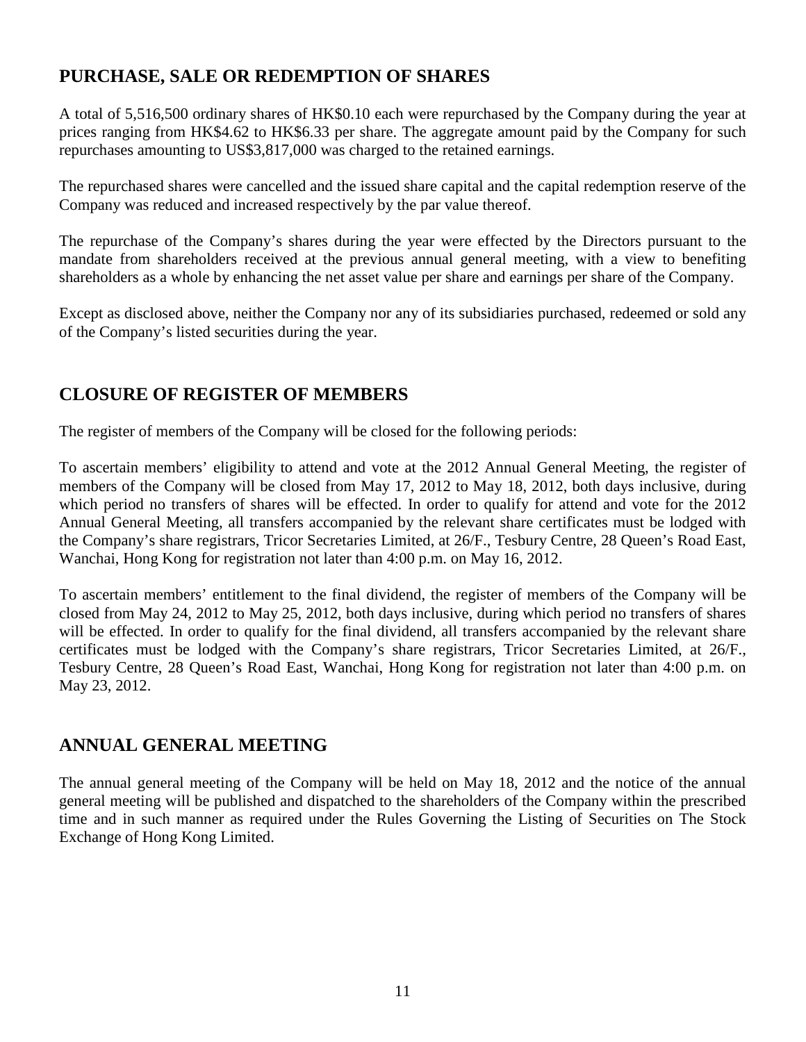## PURCHASE, SALE OR REDEMPTION OF SHARES

A total of 5,516,500 ordinary shares of HK$0.10 each were repurchased by the Company during the year at prices ranging from HK$4.62 to HK$6.33 per share. The aggregate amount paid by the Company for such repurchases amounting to US$3,817,000 was charged to the retained earnings.

The repurchased shares were cancelled and the issued share capital and the capital redemption reserve of the Company was reduced and increased respectively by the par value thereof.

The repurchase of the Company's shares during the year were effected by the Directors pursuant to the mandate from shareholders received at the previous annual general meeting, with a view to benefiting shareholders as a whole by enhancing the net asset value per share and earnings per share of the Company.

Except as disclosed above, neither the Company nor any of its subsidiaries purchased, redeemed or sold any of the Company's listed securities during the year.

## CLOSURE OF REGISTER OF MEMBERS

The register of members of the Company will be closed for the following periods:

To ascertain members' eligibility to attend and vote at the 2012 Annual General Meeting, the register of members of the Company will be closed from May 17, 2012 to May 18, 2012, both days inclusive, during which period no transfers of shares will be effected. In order to qualify for attend and vote for the 2012 Annual General Meeting, all transfers accompanied by the relevant share certificates must be lodged with the Company's share registrars, Tricor Secretaries Limited, at 26/F., Tesbury Centre, 28 Queen's Road East, Wanchai, Hong Kong for registration not later than 4:00 p.m. on May 16, 2012.

To ascertain members' entitlement to the final dividend, the register of members of the Company will be closed from May 24, 2012 to May 25, 2012, both days inclusive, during which period no transfers of shares will be effected. In order to qualify for the final dividend, all transfers accompanied by the relevant share certificates must be lodged with the Company's share registrars, Tricor Secretaries Limited, at 26/F., Tesbury Centre, 28 Queen's Road East, Wanchai, Hong Kong for registration not later than 4:00 p.m. on May 23, 2012.

## ANNUAL GENERAL MEETING

The annual general meeting of the Company will be held on May 18, 2012 and the notice of the annual general meeting will be published and dispatched to the shareholders of the Company within the prescribed time and in such manner as required under the Rules Governing the Listing of Securities on The Stock Exchange of Hong Kong Limited.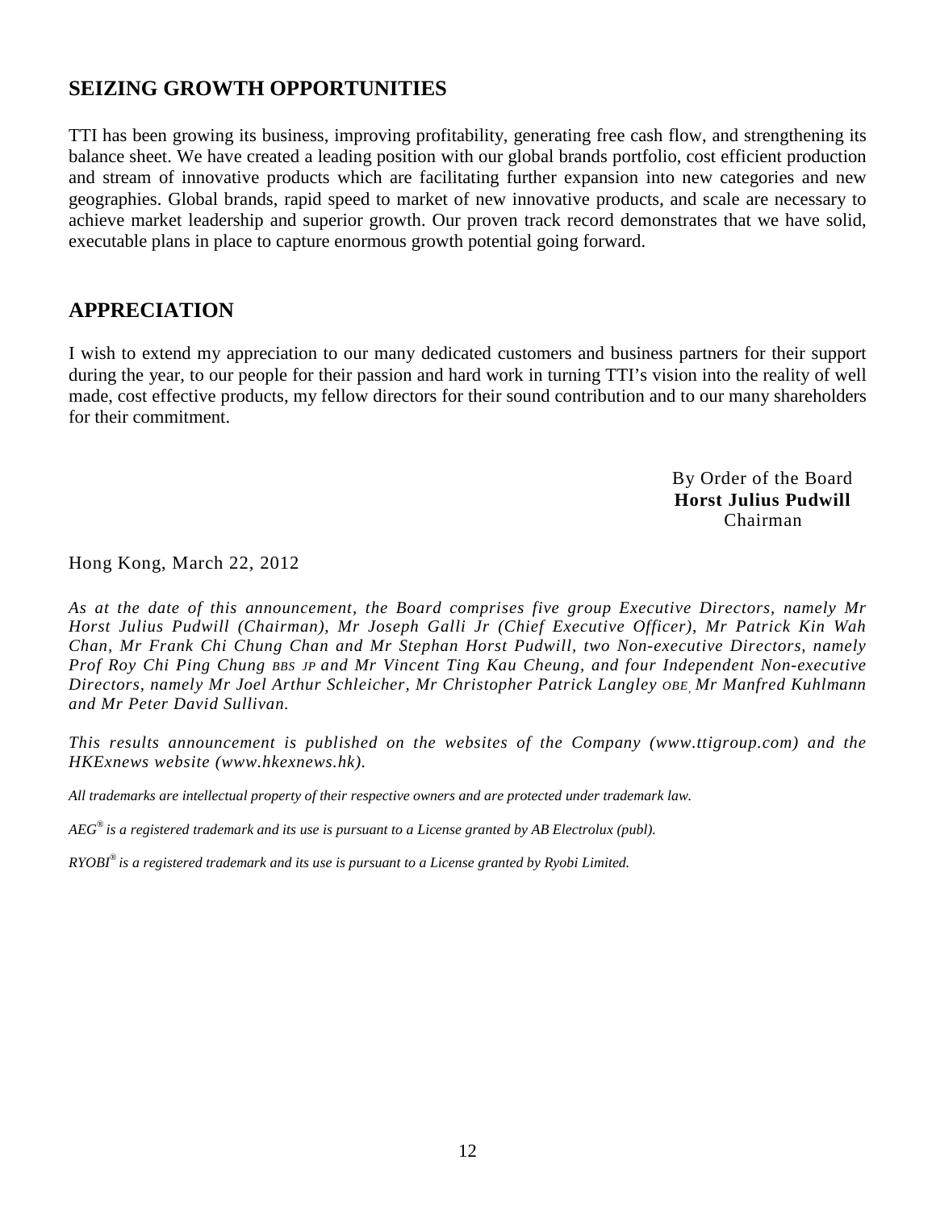## SEIZING GROWTH OPPORTUNITIES

TTI has been growing its business, improving profitability, generating free cash flow, and strengthening its balance sheet. We have created a leading position with our global brands portfolio, cost efficient production and stream of innovative products which are facilitating further expansion into new categories and new geographies. Global brands, rapid speed to market of new innovative products, and scale are necessary to achieve market leadership and superior growth. Our proven track record demonstrates that we have solid, executable plans in place to capture enormous growth potential going forward.

## APPRECIATION

I wish to extend my appreciation to our many dedicated customers and business partners for their support during the year, to our people for their passion and hard work in turning TTI's vision into the reality of well made, cost effective products, my fellow directors for their sound contribution and to our many shareholders for their commitment.

By Order of the Board
**Horst Julius Pudwill**
Chairman

Hong Kong, March 22, 2012

*As at the date of this announcement, the Board comprises five group Executive Directors, namely Mr Horst Julius Pudwill (Chairman), Mr Joseph Galli Jr (Chief Executive Officer), Mr Patrick Kin Wah Chan, Mr Frank Chi Chung Chan and Mr Stephan Horst Pudwill, two Non-executive Directors, namely Prof Roy Chi Ping Chung BBS JP and Mr Vincent Ting Kau Cheung, and four Independent Non-executive Directors, namely Mr Joel Arthur Schleicher, Mr Christopher Patrick Langley OBE, Mr Manfred Kuhlmann and Mr Peter David Sullivan.*

*This results announcement is published on the websites of the Company (www.ttigroup.com) and the HKExnews website (www.hkexnews.hk).*

*All trademarks are intellectual property of their respective owners and are protected under trademark law.*

*AEG® is a registered trademark and its use is pursuant to a License granted by AB Electrolux (publ).*

*RYOBI® is a registered trademark and its use is pursuant to a License granted by Ryobi Limited.*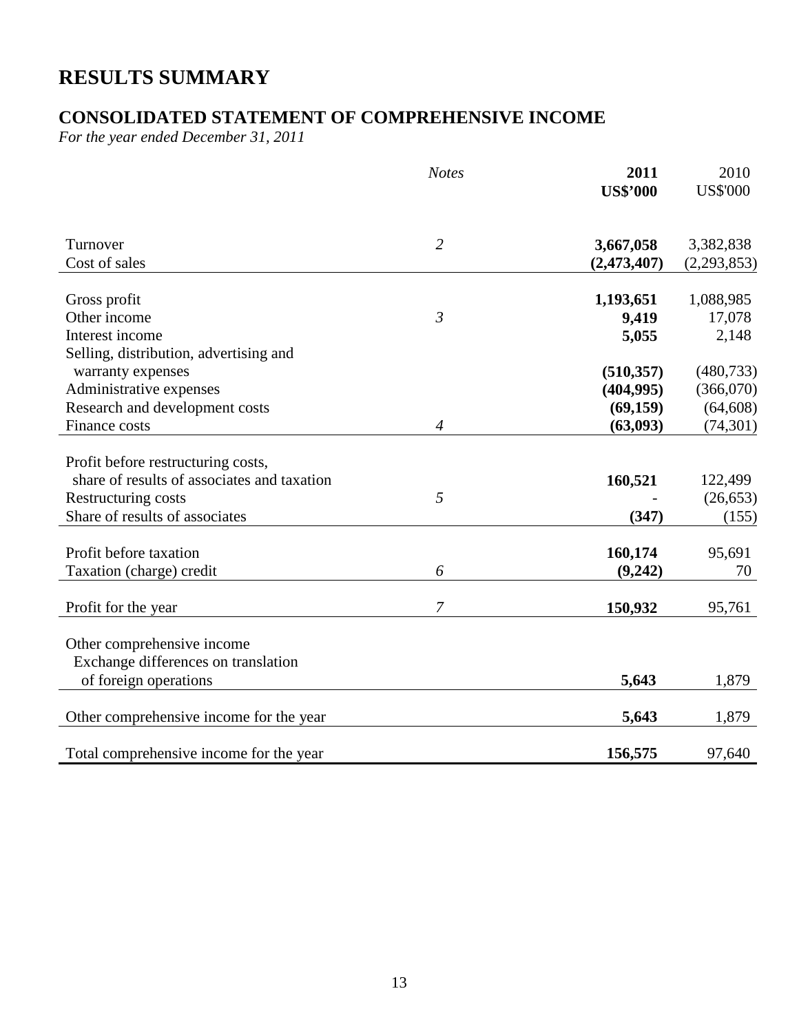# RESULTS SUMMARY

## CONSOLIDATED STATEMENT OF COMPREHENSIVE INCOME

*For the year ended December 31, 2011*

| | *Notes* | **2011** **US$'000** | 2010 US$'000 |
|---|---|---|---|
| Turnover | *2* | **3,667,058** | 3,382,838 |
| Cost of sales | | **(2,473,407)** | (2,293,853) |
| Gross profit | | **1,193,651** | 1,088,985 |
| Other income | *3* | **9,419** | 17,078 |
| Interest income | | **5,055** | 2,148 |
| Selling, distribution, advertising and warranty expenses | | **(510,357)** | (480,733) |
| Administrative expenses | | **(404,995)** | (366,070) |
| Research and development costs | | **(69,159)** | (64,608) |
| Finance costs | *4* | **(63,093)** | (74,301) |
| Profit before restructuring costs, share of results of associates and taxation | | **160,521** | 122,499 |
| Restructuring costs | *5* | **-** | (26,653) |
| Share of results of associates | | **(347)** | (155) |
| Profit before taxation | | **160,174** | 95,691 |
| Taxation (charge) credit | *6* | **(9,242)** | 70 |
| Profit for the year | *7* | **150,932** | 95,761 |
| Other comprehensive income | | | |
| Exchange differences on translation of foreign operations | | **5,643** | 1,879 |
| Other comprehensive income for the year | | **5,643** | 1,879 |
| Total comprehensive income for the year | | **156,575** | 97,640 |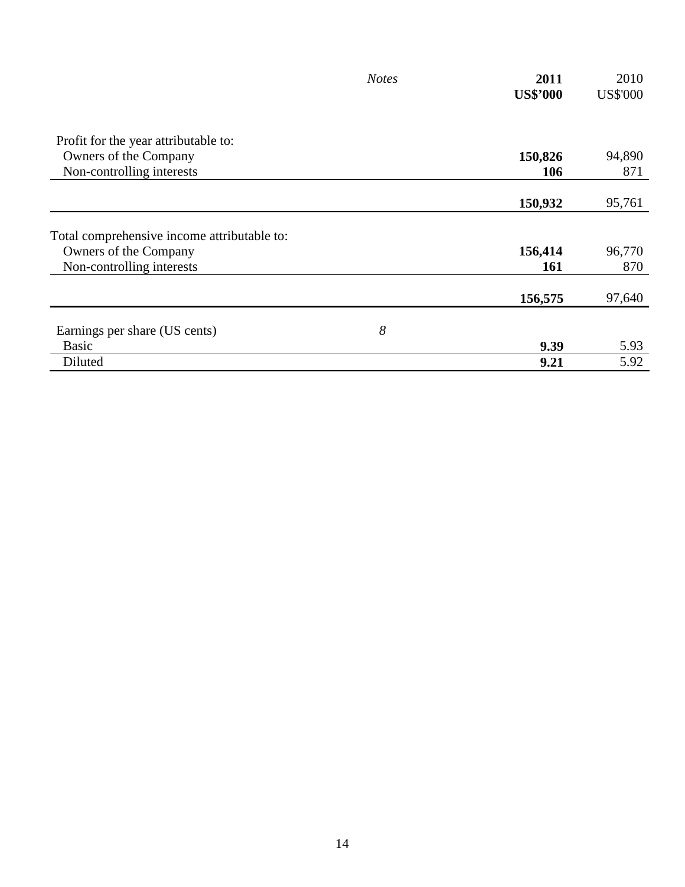| | Notes | 2011<br>US$'000 | 2010<br>US$'000 |
|---|---|---|---|
| Profit for the year attributable to: | | | |
| Owners of the Company | | **150,826** | 94,890 |
| Non-controlling interests | | **106** | 871 |
| | | **150,932** | 95,761 |
| Total comprehensive income attributable to: | | | |
| Owners of the Company | | **156,414** | 96,770 |
| Non-controlling interests | | **161** | 870 |
| | | **156,575** | 97,640 |
| Earnings per share (US cents) | *8* | | |
| Basic | | **9.39** | 5.93 |
| Diluted | | **9.21** | 5.92 |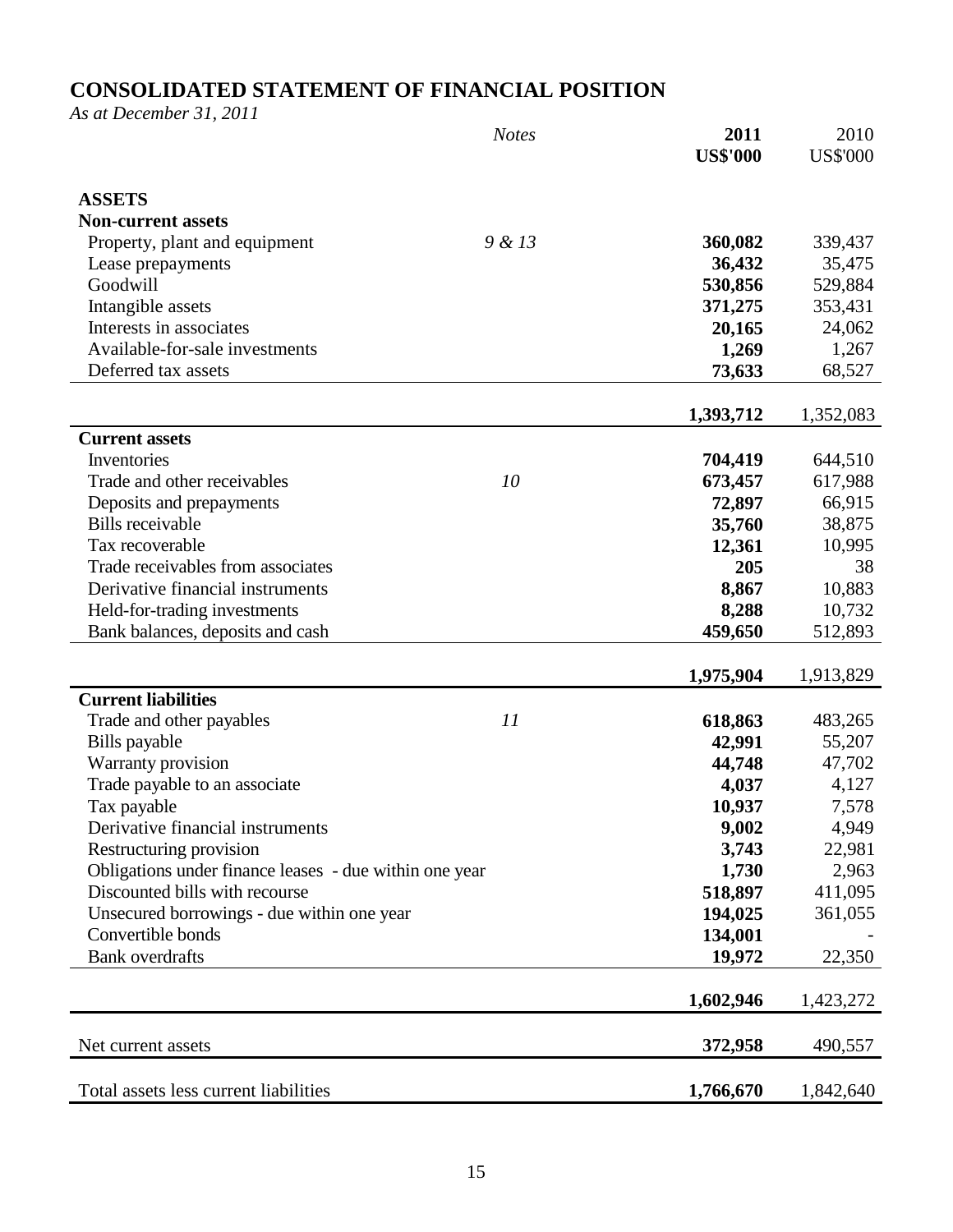## CONSOLIDATED STATEMENT OF FINANCIAL POSITION

*As at December 31, 2011*

| | *Notes* | **2011** | 2010 |
|---|---|---|---|
| | | **US$'000** | US$'000 |
| **ASSETS** | | | |
| **Non-current assets** | | | |
| Property, plant and equipment | *9 & 13* | **360,082** | 339,437 |
| Lease prepayments | | **36,432** | 35,475 |
| Goodwill | | **530,856** | 529,884 |
| Intangible assets | | **371,275** | 353,431 |
| Interests in associates | | **20,165** | 24,062 |
| Available-for-sale investments | | **1,269** | 1,267 |
| Deferred tax assets | | **73,633** | 68,527 |
| | | **1,393,712** | 1,352,083 |
| **Current assets** | | | |
| Inventories | | **704,419** | 644,510 |
| Trade and other receivables | *10* | **673,457** | 617,988 |
| Deposits and prepayments | | **72,897** | 66,915 |
| Bills receivable | | **35,760** | 38,875 |
| Tax recoverable | | **12,361** | 10,995 |
| Trade receivables from associates | | **205** | 38 |
| Derivative financial instruments | | **8,867** | 10,883 |
| Held-for-trading investments | | **8,288** | 10,732 |
| Bank balances, deposits and cash | | **459,650** | 512,893 |
| | | **1,975,904** | 1,913,829 |
| **Current liabilities** | | | |
| Trade and other payables | *11* | **618,863** | 483,265 |
| Bills payable | | **42,991** | 55,207 |
| Warranty provision | | **44,748** | 47,702 |
| Trade payable to an associate | | **4,037** | 4,127 |
| Tax payable | | **10,937** | 7,578 |
| Derivative financial instruments | | **9,002** | 4,949 |
| Restructuring provision | | **3,743** | 22,981 |
| Obligations under finance leases - due within one year | | **1,730** | 2,963 |
| Discounted bills with recourse | | **518,897** | 411,095 |
| Unsecured borrowings - due within one year | | **194,025** | 361,055 |
| Convertible bonds | | **134,001** | - |
| Bank overdrafts | | **19,972** | 22,350 |
| | | **1,602,946** | 1,423,272 |
| Net current assets | | **372,958** | 490,557 |
| Total assets less current liabilities | | **1,766,670** | 1,842,640 |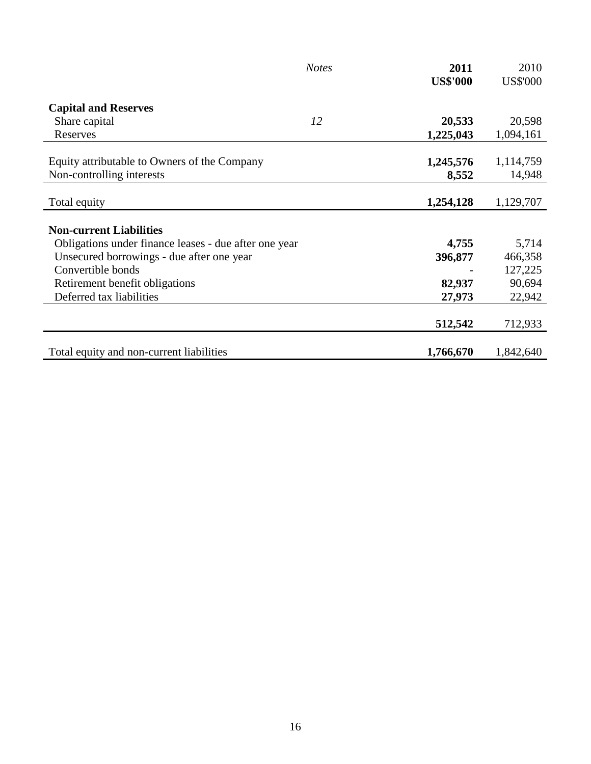| | *Notes* | **2011** | 2010 |
|---|---|---|---|
| | | **US$'000** | US$'000 |
| **Capital and Reserves** | | | |
| Share capital | *12* | **20,533** | 20,598 |
| Reserves | | **1,225,043** | 1,094,161 |
| Equity attributable to Owners of the Company | | **1,245,576** | 1,114,759 |
| Non-controlling interests | | **8,552** | 14,948 |
| Total equity | | **1,254,128** | 1,129,707 |
| **Non-current Liabilities** | | | |
| Obligations under finance leases - due after one year | | **4,755** | 5,714 |
| Unsecured borrowings - due after one year | | **396,877** | 466,358 |
| Convertible bonds | | **-** | 127,225 |
| Retirement benefit obligations | | **82,937** | 90,694 |
| Deferred tax liabilities | | **27,973** | 22,942 |
| | | **512,542** | 712,933 |
| Total equity and non-current liabilities | | **1,766,670** | 1,842,640 |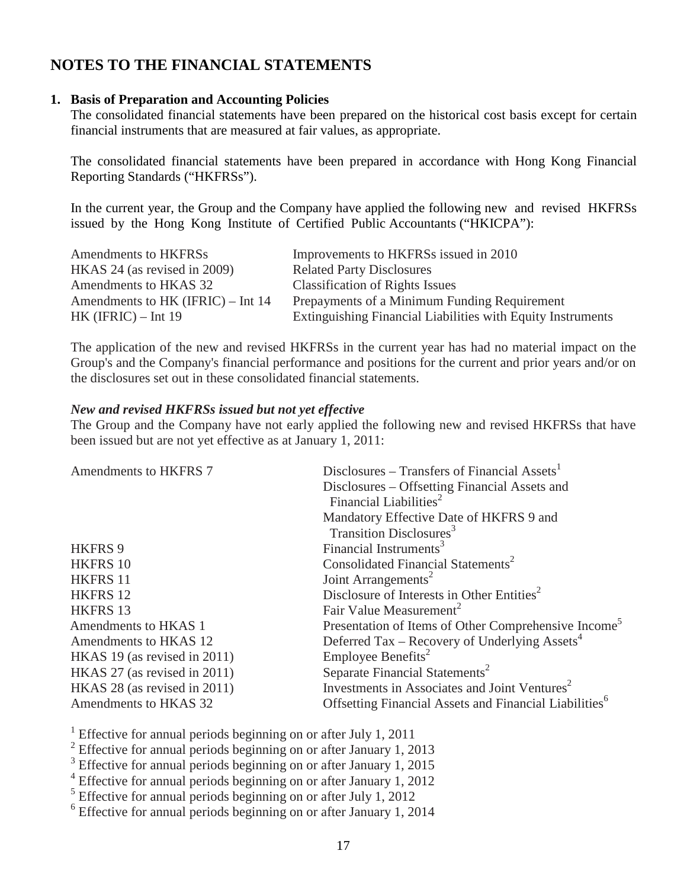# NOTES TO THE FINANCIAL STATEMENTS

## 1. Basis of Preparation and Accounting Policies

The consolidated financial statements have been prepared on the historical cost basis except for certain financial instruments that are measured at fair values, as appropriate.

The consolidated financial statements have been prepared in accordance with Hong Kong Financial Reporting Standards ("HKFRSs").

In the current year, the Group and the Company have applied the following new and revised HKFRSs issued by the Hong Kong Institute of Certified Public Accountants ("HKICPA"):

| | |
|---|---|
| Amendments to HKFRSs | Improvements to HKFRSs issued in 2010 |
| HKAS 24 (as revised in 2009) | Related Party Disclosures |
| Amendments to HKAS 32 | Classification of Rights Issues |
| Amendments to HK (IFRIC) – Int 14 | Prepayments of a Minimum Funding Requirement |
| HK (IFRIC) – Int 19 | Extinguishing Financial Liabilities with Equity Instruments |

The application of the new and revised HKFRSs in the current year has had no material impact on the Group's and the Company's financial performance and positions for the current and prior years and/or on the disclosures set out in these consolidated financial statements.

### *New and revised HKFRSs issued but not yet effective*

The Group and the Company have not early applied the following new and revised HKFRSs that have been issued but are not yet effective as at January 1, 2011:

| | |
|---|---|
| Amendments to HKFRS 7 | Disclosures – Transfers of Financial Assets[1] |
| | Disclosures – Offsetting Financial Assets and Financial Liabilities[2] |
| | Mandatory Effective Date of HKFRS 9 and Transition Disclosures[3] |
| HKFRS 9 | Financial Instruments[3] |
| HKFRS 10 | Consolidated Financial Statements[2] |
| HKFRS 11 | Joint Arrangements[2] |
| HKFRS 12 | Disclosure of Interests in Other Entities[2] |
| HKFRS 13 | Fair Value Measurement[2] |
| Amendments to HKAS 1 | Presentation of Items of Other Comprehensive Income[5] |
| Amendments to HKAS 12 | Deferred Tax – Recovery of Underlying Assets[4] |
| HKAS 19 (as revised in 2011) | Employee Benefits[2] |
| HKAS 27 (as revised in 2011) | Separate Financial Statements[2] |
| HKAS 28 (as revised in 2011) | Investments in Associates and Joint Ventures[2] |
| Amendments to HKAS 32 | Offsetting Financial Assets and Financial Liabilities[6] |

[1] Effective for annual periods beginning on or after July 1, 2011
[2] Effective for annual periods beginning on or after January 1, 2013
[3] Effective for annual periods beginning on or after January 1, 2015
[4] Effective for annual periods beginning on or after January 1, 2012
[5] Effective for annual periods beginning on or after July 1, 2012
[6] Effective for annual periods beginning on or after January 1, 2014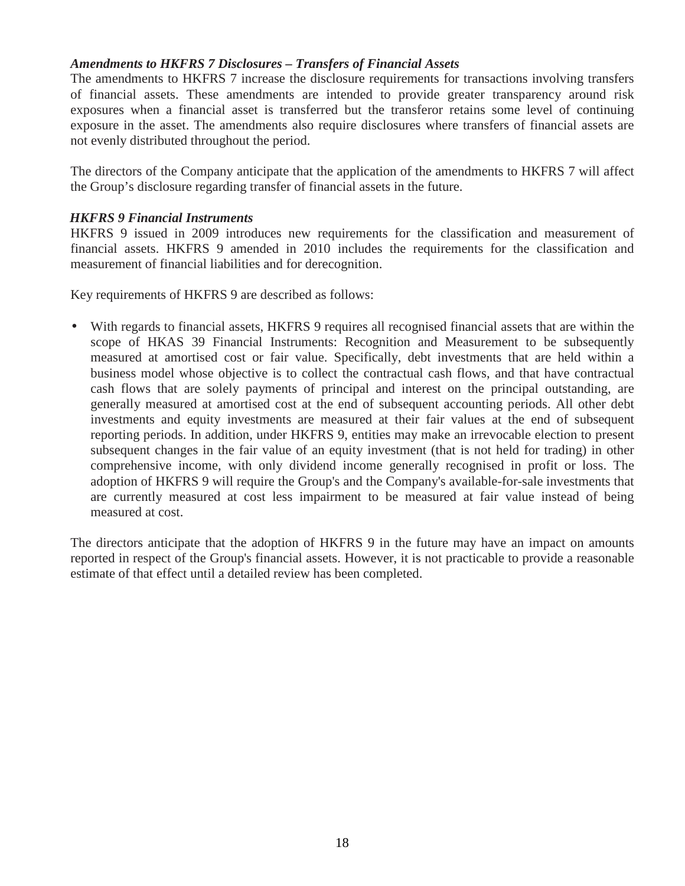***Amendments to HKFRS 7 Disclosures – Transfers of Financial Assets***

The amendments to HKFRS 7 increase the disclosure requirements for transactions involving transfers of financial assets. These amendments are intended to provide greater transparency around risk exposures when a financial asset is transferred but the transferor retains some level of continuing exposure in the asset. The amendments also require disclosures where transfers of financial assets are not evenly distributed throughout the period.

The directors of the Company anticipate that the application of the amendments to HKFRS 7 will affect the Group's disclosure regarding transfer of financial assets in the future.

***HKFRS 9 Financial Instruments***

HKFRS 9 issued in 2009 introduces new requirements for the classification and measurement of financial assets. HKFRS 9 amended in 2010 includes the requirements for the classification and measurement of financial liabilities and for derecognition.

Key requirements of HKFRS 9 are described as follows:

- With regards to financial assets, HKFRS 9 requires all recognised financial assets that are within the scope of HKAS 39 Financial Instruments: Recognition and Measurement to be subsequently measured at amortised cost or fair value. Specifically, debt investments that are held within a business model whose objective is to collect the contractual cash flows, and that have contractual cash flows that are solely payments of principal and interest on the principal outstanding, are generally measured at amortised cost at the end of subsequent accounting periods. All other debt investments and equity investments are measured at their fair values at the end of subsequent reporting periods. In addition, under HKFRS 9, entities may make an irrevocable election to present subsequent changes in the fair value of an equity investment (that is not held for trading) in other comprehensive income, with only dividend income generally recognised in profit or loss. The adoption of HKFRS 9 will require the Group's and the Company's available-for-sale investments that are currently measured at cost less impairment to be measured at fair value instead of being measured at cost.

The directors anticipate that the adoption of HKFRS 9 in the future may have an impact on amounts reported in respect of the Group's financial assets. However, it is not practicable to provide a reasonable estimate of that effect until a detailed review has been completed.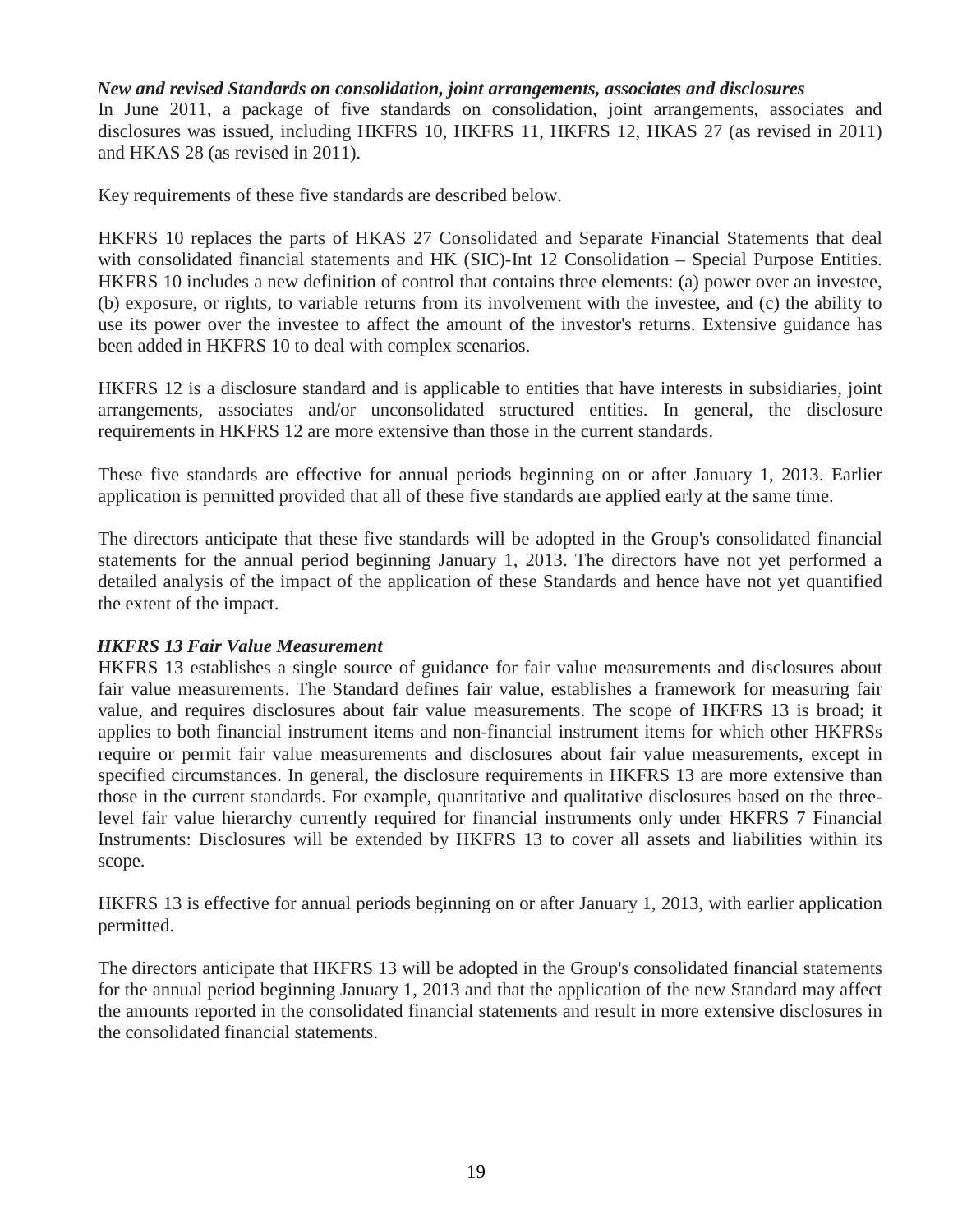*New and revised Standards on consolidation, joint arrangements, associates and disclosures*

In June 2011, a package of five standards on consolidation, joint arrangements, associates and disclosures was issued, including HKFRS 10, HKFRS 11, HKFRS 12, HKAS 27 (as revised in 2011) and HKAS 28 (as revised in 2011).

Key requirements of these five standards are described below.

HKFRS 10 replaces the parts of HKAS 27 Consolidated and Separate Financial Statements that deal with consolidated financial statements and HK (SIC)-Int 12 Consolidation – Special Purpose Entities. HKFRS 10 includes a new definition of control that contains three elements: (a) power over an investee, (b) exposure, or rights, to variable returns from its involvement with the investee, and (c) the ability to use its power over the investee to affect the amount of the investor's returns. Extensive guidance has been added in HKFRS 10 to deal with complex scenarios.

HKFRS 12 is a disclosure standard and is applicable to entities that have interests in subsidiaries, joint arrangements, associates and/or unconsolidated structured entities. In general, the disclosure requirements in HKFRS 12 are more extensive than those in the current standards.

These five standards are effective for annual periods beginning on or after January 1, 2013. Earlier application is permitted provided that all of these five standards are applied early at the same time.

The directors anticipate that these five standards will be adopted in the Group's consolidated financial statements for the annual period beginning January 1, 2013. The directors have not yet performed a detailed analysis of the impact of the application of these Standards and hence have not yet quantified the extent of the impact.

*HKFRS 13 Fair Value Measurement*

HKFRS 13 establishes a single source of guidance for fair value measurements and disclosures about fair value measurements. The Standard defines fair value, establishes a framework for measuring fair value, and requires disclosures about fair value measurements. The scope of HKFRS 13 is broad; it applies to both financial instrument items and non-financial instrument items for which other HKFRSs require or permit fair value measurements and disclosures about fair value measurements, except in specified circumstances. In general, the disclosure requirements in HKFRS 13 are more extensive than those in the current standards. For example, quantitative and qualitative disclosures based on the three-level fair value hierarchy currently required for financial instruments only under HKFRS 7 Financial Instruments: Disclosures will be extended by HKFRS 13 to cover all assets and liabilities within its scope.

HKFRS 13 is effective for annual periods beginning on or after January 1, 2013, with earlier application permitted.

The directors anticipate that HKFRS 13 will be adopted in the Group's consolidated financial statements for the annual period beginning January 1, 2013 and that the application of the new Standard may affect the amounts reported in the consolidated financial statements and result in more extensive disclosures in the consolidated financial statements.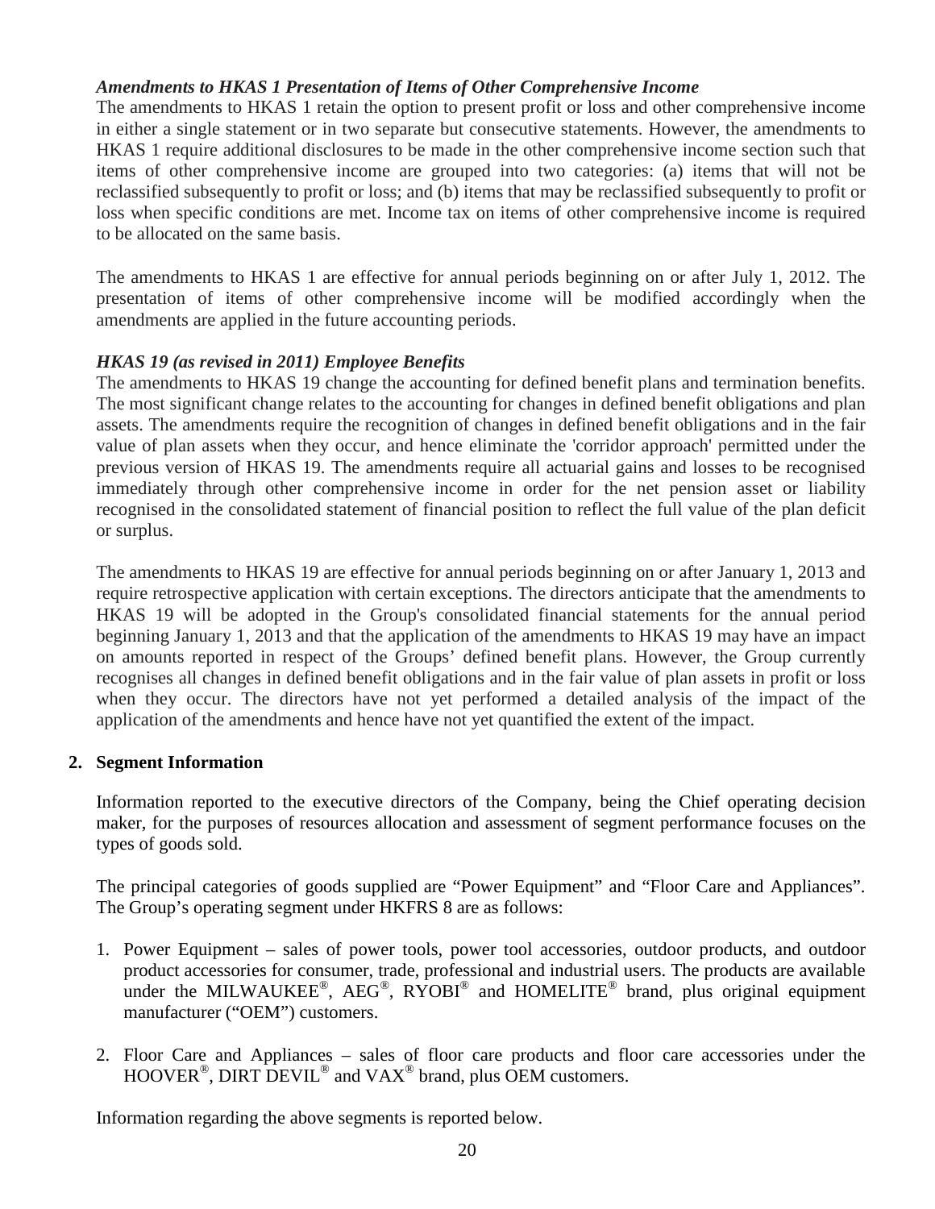***Amendments to HKAS 1 Presentation of Items of Other Comprehensive Income***

The amendments to HKAS 1 retain the option to present profit or loss and other comprehensive income in either a single statement or in two separate but consecutive statements. However, the amendments to HKAS 1 require additional disclosures to be made in the other comprehensive income section such that items of other comprehensive income are grouped into two categories: (a) items that will not be reclassified subsequently to profit or loss; and (b) items that may be reclassified subsequently to profit or loss when specific conditions are met. Income tax on items of other comprehensive income is required to be allocated on the same basis.

The amendments to HKAS 1 are effective for annual periods beginning on or after July 1, 2012. The presentation of items of other comprehensive income will be modified accordingly when the amendments are applied in the future accounting periods.

***HKAS 19 (as revised in 2011) Employee Benefits***

The amendments to HKAS 19 change the accounting for defined benefit plans and termination benefits. The most significant change relates to the accounting for changes in defined benefit obligations and plan assets. The amendments require the recognition of changes in defined benefit obligations and in the fair value of plan assets when they occur, and hence eliminate the 'corridor approach' permitted under the previous version of HKAS 19. The amendments require all actuarial gains and losses to be recognised immediately through other comprehensive income in order for the net pension asset or liability recognised in the consolidated statement of financial position to reflect the full value of the plan deficit or surplus.

The amendments to HKAS 19 are effective for annual periods beginning on or after January 1, 2013 and require retrospective application with certain exceptions. The directors anticipate that the amendments to HKAS 19 will be adopted in the Group's consolidated financial statements for the annual period beginning January 1, 2013 and that the application of the amendments to HKAS 19 may have an impact on amounts reported in respect of the Groups' defined benefit plans. However, the Group currently recognises all changes in defined benefit obligations and in the fair value of plan assets in profit or loss when they occur. The directors have not yet performed a detailed analysis of the impact of the application of the amendments and hence have not yet quantified the extent of the impact.

## 2. Segment Information

Information reported to the executive directors of the Company, being the Chief operating decision maker, for the purposes of resources allocation and assessment of segment performance focuses on the types of goods sold.

The principal categories of goods supplied are "Power Equipment" and "Floor Care and Appliances". The Group's operating segment under HKFRS 8 are as follows:

1. Power Equipment – sales of power tools, power tool accessories, outdoor products, and outdoor product accessories for consumer, trade, professional and industrial users. The products are available under the MILWAUKEE®, AEG®, RYOBI® and HOMELITE® brand, plus original equipment manufacturer ("OEM") customers.

2. Floor Care and Appliances – sales of floor care products and floor care accessories under the HOOVER®, DIRT DEVIL® and VAX® brand, plus OEM customers.

Information regarding the above segments is reported below.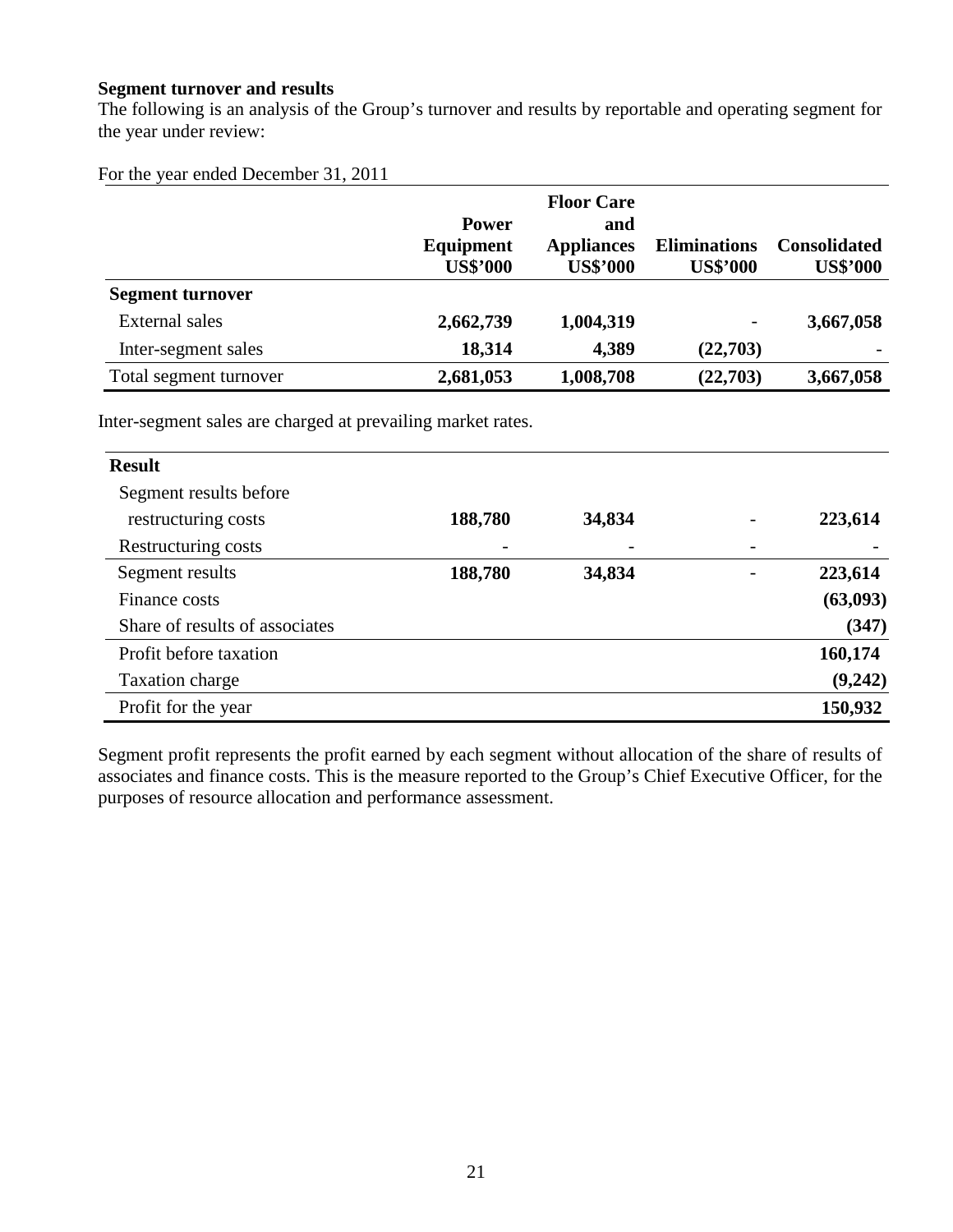**Segment turnover and results**

The following is an analysis of the Group's turnover and results by reportable and operating segment for the year under review:

For the year ended December 31, 2011

| | Power Equipment US$'000 | Floor Care and Appliances US$'000 | Eliminations US$'000 | Consolidated US$'000 |
|---|---|---|---|---|
| **Segment turnover** | | | | |
| External sales | **2,662,739** | **1,004,319** | - | **3,667,058** |
| Inter-segment sales | **18,314** | **4,389** | **(22,703)** | - |
| Total segment turnover | **2,681,053** | **1,008,708** | **(22,703)** | **3,667,058** |

Inter-segment sales are charged at prevailing market rates.

| | | | | |
|---|---|---|---|---|
| **Result** | | | | |
| Segment results before restructuring costs | **188,780** | **34,834** | - | **223,614** |
| Restructuring costs | - | - | - | - |
| Segment results | **188,780** | **34,834** | - | **223,614** |
| Finance costs | | | | **(63,093)** |
| Share of results of associates | | | | **(347)** |
| Profit before taxation | | | | **160,174** |
| Taxation charge | | | | **(9,242)** |
| Profit for the year | | | | **150,932** |

Segment profit represents the profit earned by each segment without allocation of the share of results of associates and finance costs. This is the measure reported to the Group's Chief Executive Officer, for the purposes of resource allocation and performance assessment.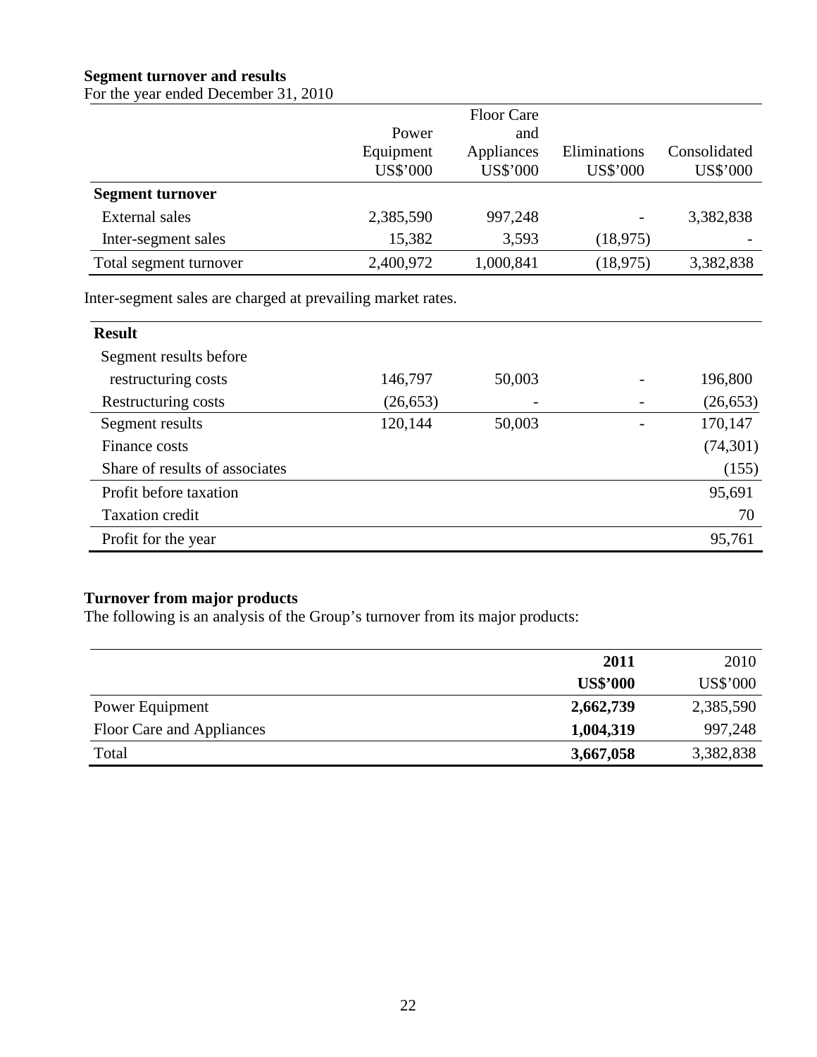**Segment turnover and results**

For the year ended December 31, 2010

| | Power Equipment US$'000 | Floor Care and Appliances US$'000 | Eliminations US$'000 | Consolidated US$'000 |
|---|---|---|---|---|
| **Segment turnover** | | | | |
| External sales | 2,385,590 | 997,248 | - | 3,382,838 |
| Inter-segment sales | 15,382 | 3,593 | (18,975) | - |
| Total segment turnover | 2,400,972 | 1,000,841 | (18,975) | 3,382,838 |

Inter-segment sales are charged at prevailing market rates.

| **Result** | | | | |
|---|---|---|---|---|
| Segment results before restructuring costs | 146,797 | 50,003 | - | 196,800 |
| Restructuring costs | (26,653) | - | - | (26,653) |
| Segment results | 120,144 | 50,003 | - | 170,147 |
| Finance costs | | | | (74,301) |
| Share of results of associates | | | | (155) |
| Profit before taxation | | | | 95,691 |
| Taxation credit | | | | 70 |
| Profit for the year | | | | 95,761 |

**Turnover from major products**

The following is an analysis of the Group's turnover from its major products:

| | **2011** | 2010 |
|---|---|---|
| | **US$'000** | US$'000 |
| Power Equipment | **2,662,739** | 2,385,590 |
| Floor Care and Appliances | **1,004,319** | 997,248 |
| Total | **3,667,058** | 3,382,838 |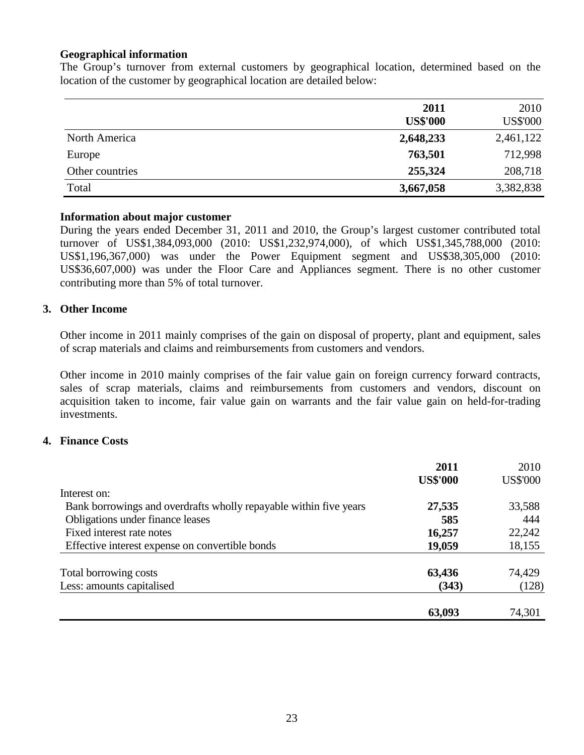**Geographical information**

The Group's turnover from external customers by geographical location, determined based on the location of the customer by geographical location are detailed below:

| | 2011<br>US$'000 | 2010<br>US$'000 |
|---|---|---|
| North America | **2,648,233** | 2,461,122 |
| Europe | **763,501** | 712,998 |
| Other countries | **255,324** | 208,718 |
| Total | **3,667,058** | 3,382,838 |

**Information about major customer**

During the years ended December 31, 2011 and 2010, the Group's largest customer contributed total turnover of US$1,384,093,000 (2010: US$1,232,974,000), of which US$1,345,788,000 (2010: US$1,196,367,000) was under the Power Equipment segment and US$38,305,000 (2010: US$36,607,000) was under the Floor Care and Appliances segment. There is no other customer contributing more than 5% of total turnover.

## 3. Other Income

Other income in 2011 mainly comprises of the gain on disposal of property, plant and equipment, sales of scrap materials and claims and reimbursements from customers and vendors.

Other income in 2010 mainly comprises of the fair value gain on foreign currency forward contracts, sales of scrap materials, claims and reimbursements from customers and vendors, discount on acquisition taken to income, fair value gain on warrants and the fair value gain on held-for-trading investments.

## 4. Finance Costs

| | 2011<br>US$'000 | 2010<br>US$'000 |
|---|---|---|
| Interest on: | | |
| Bank borrowings and overdrafts wholly repayable within five years | **27,535** | 33,588 |
| Obligations under finance leases | **585** | 444 |
| Fixed interest rate notes | **16,257** | 22,242 |
| Effective interest expense on convertible bonds | **19,059** | 18,155 |
| Total borrowing costs | **63,436** | 74,429 |
| Less: amounts capitalised | **(343)** | (128) |
| | **63,093** | 74,301 |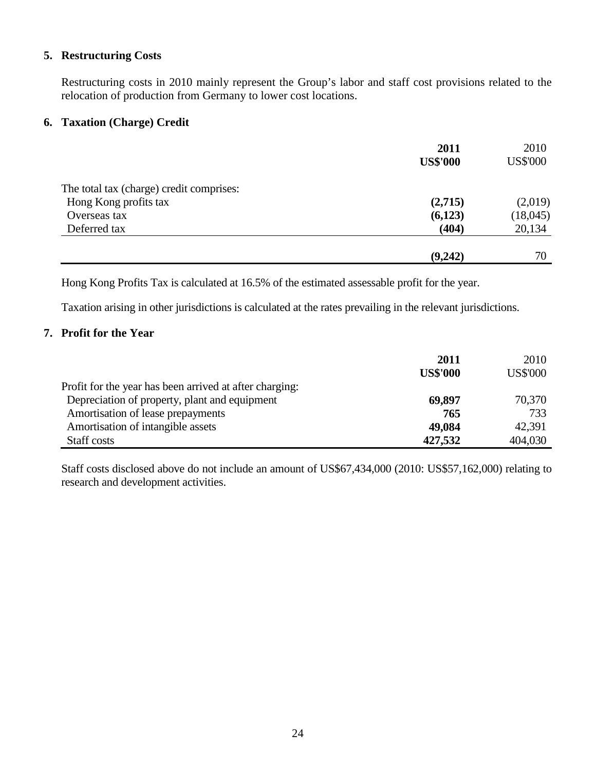## 5. Restructuring Costs

Restructuring costs in 2010 mainly represent the Group's labor and staff cost provisions related to the relocation of production from Germany to lower cost locations.

## 6. Taxation (Charge) Credit

| | **2011** | 2010 |
|---|---|---|
| | **US$'000** | US$'000 |
| The total tax (charge) credit comprises: | | |
| Hong Kong profits tax | **(2,715)** | (2,019) |
| Overseas tax | **(6,123)** | (18,045) |
| Deferred tax | **(404)** | 20,134 |
| | **(9,242)** | 70 |

Hong Kong Profits Tax is calculated at 16.5% of the estimated assessable profit for the year.

Taxation arising in other jurisdictions is calculated at the rates prevailing in the relevant jurisdictions.

## 7. Profit for the Year

| | **2011** | 2010 |
|---|---|---|
| | **US$'000** | US$'000 |
| Profit for the year has been arrived at after charging: | | |
| Depreciation of property, plant and equipment | **69,897** | 70,370 |
| Amortisation of lease prepayments | **765** | 733 |
| Amortisation of intangible assets | **49,084** | 42,391 |
| Staff costs | **427,532** | 404,030 |

Staff costs disclosed above do not include an amount of US$67,434,000 (2010: US$57,162,000) relating to research and development activities.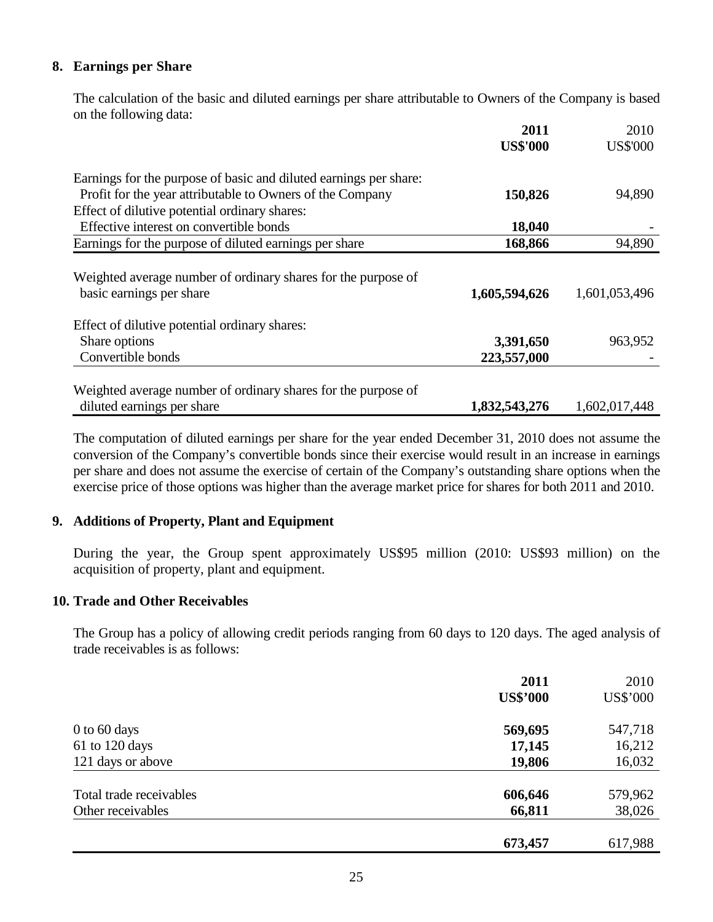## 8. Earnings per Share

The calculation of the basic and diluted earnings per share attributable to Owners of the Company is based on the following data:

| | **2011** | 2010 |
|---|---|---|
| | **US$'000** | US$'000 |
| Earnings for the purpose of basic and diluted earnings per share: | | |
| Profit for the year attributable to Owners of the Company | **150,826** | 94,890 |
| Effect of dilutive potential ordinary shares: | | |
| Effective interest on convertible bonds | **18,040** | - |
| Earnings for the purpose of diluted earnings per share | **168,866** | 94,890 |
| Weighted average number of ordinary shares for the purpose of basic earnings per share | **1,605,594,626** | 1,601,053,496 |
| Effect of dilutive potential ordinary shares: | | |
| Share options | **3,391,650** | 963,952 |
| Convertible bonds | **223,557,000** | - |
| Weighted average number of ordinary shares for the purpose of diluted earnings per share | **1,832,543,276** | 1,602,017,448 |

The computation of diluted earnings per share for the year ended December 31, 2010 does not assume the conversion of the Company's convertible bonds since their exercise would result in an increase in earnings per share and does not assume the exercise of certain of the Company's outstanding share options when the exercise price of those options was higher than the average market price for shares for both 2011 and 2010.

## 9. Additions of Property, Plant and Equipment

During the year, the Group spent approximately US$95 million (2010: US$93 million) on the acquisition of property, plant and equipment.

## 10. Trade and Other Receivables

The Group has a policy of allowing credit periods ranging from 60 days to 120 days. The aged analysis of trade receivables is as follows:

| | **2011** | 2010 |
|---|---|---|
| | **US$'000** | US$'000 |
| 0 to 60 days | **569,695** | 547,718 |
| 61 to 120 days | **17,145** | 16,212 |
| 121 days or above | **19,806** | 16,032 |
| Total trade receivables | **606,646** | 579,962 |
| Other receivables | **66,811** | 38,026 |
| | **673,457** | 617,988 |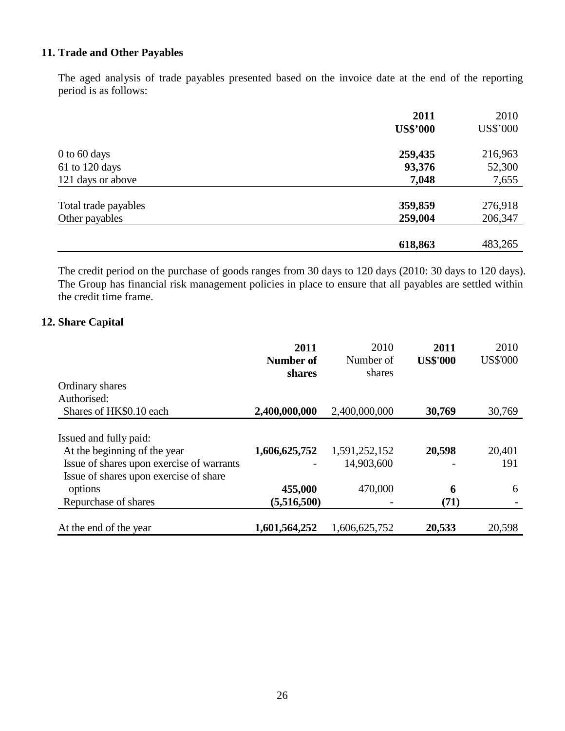## 11. Trade and Other Payables

The aged analysis of trade payables presented based on the invoice date at the end of the reporting period is as follows:

| | 2011 US$'000 | 2010 US$'000 |
|---|---|---|
| 0 to 60 days | **259,435** | 216,963 |
| 61 to 120 days | **93,376** | 52,300 |
| 121 days or above | **7,048** | 7,655 |
| Total trade payables | **359,859** | 276,918 |
| Other payables | **259,004** | 206,347 |
| | **618,863** | 483,265 |

The credit period on the purchase of goods ranges from 30 days to 120 days (2010: 30 days to 120 days). The Group has financial risk management policies in place to ensure that all payables are settled within the credit time frame.

## 12. Share Capital

| | 2011 Number of shares | 2010 Number of shares | 2011 US$'000 | 2010 US$'000 |
|---|---|---|---|---|
| Ordinary shares | | | | |
| Authorised: | | | | |
| Shares of HK$0.10 each | **2,400,000,000** | 2,400,000,000 | **30,769** | 30,769 |
| Issued and fully paid: | | | | |
| At the beginning of the year | **1,606,625,752** | 1,591,252,152 | **20,598** | 20,401 |
| Issue of shares upon exercise of warrants | - | 14,903,600 | - | 191 |
| Issue of shares upon exercise of share options | **455,000** | 470,000 | **6** | 6 |
| Repurchase of shares | **(5,516,500)** | - | **(71)** | - |
| At the end of the year | **1,601,564,252** | 1,606,625,752 | **20,533** | 20,598 |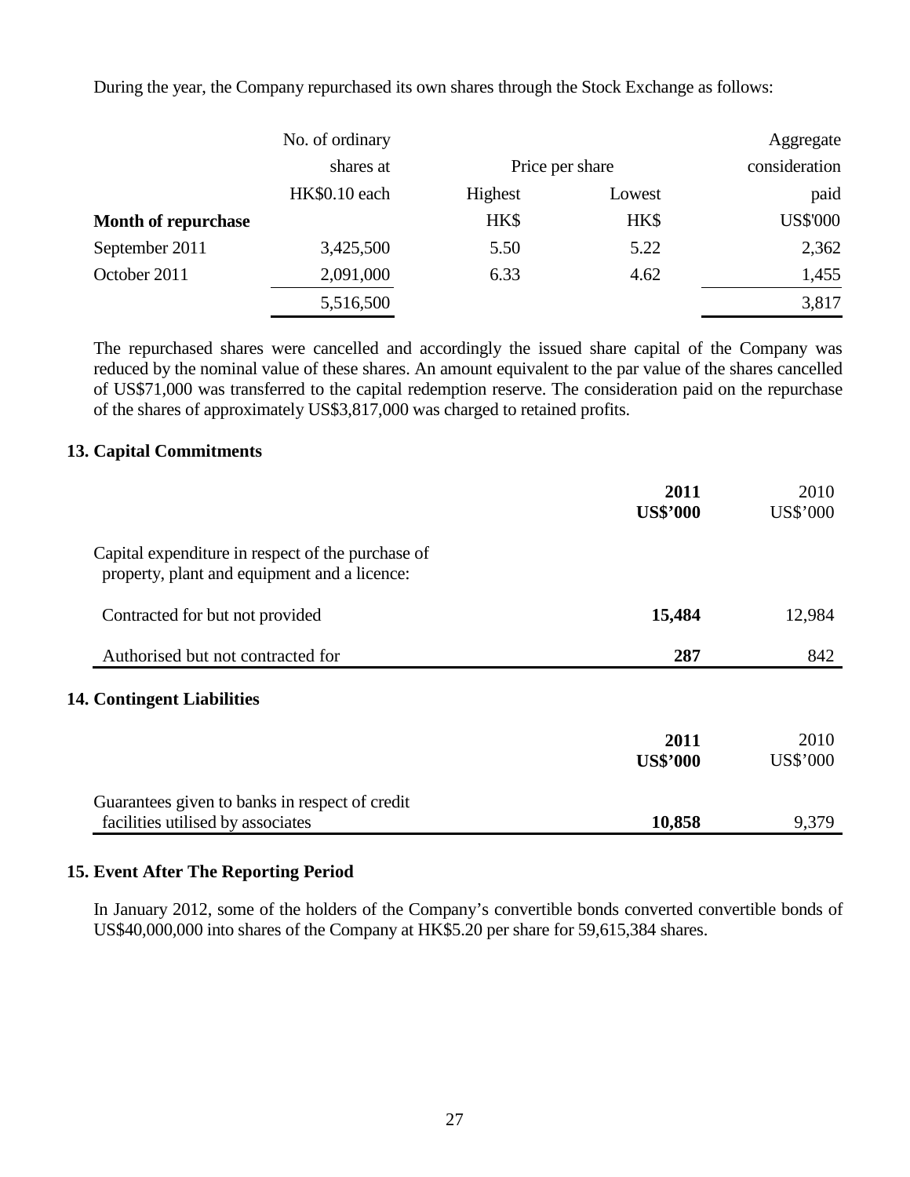During the year, the Company repurchased its own shares through the Stock Exchange as follows:

| | No. of ordinary shares at HK$0.10 each | Price per share | | Aggregate consideration paid |
|---|---|---|---|---|
| | | Highest | Lowest | |
| **Month of repurchase** | | HK$ | HK$ | US$'000 |
| September 2011 | 3,425,500 | 5.50 | 5.22 | 2,362 |
| October 2011 | 2,091,000 | 6.33 | 4.62 | 1,455 |
| | 5,516,500 | | | 3,817 |

The repurchased shares were cancelled and accordingly the issued share capital of the Company was reduced by the nominal value of these shares. An amount equivalent to the par value of the shares cancelled of US$71,000 was transferred to the capital redemption reserve. The consideration paid on the repurchase of the shares of approximately US$3,817,000 was charged to retained profits.

## 13. Capital Commitments

| | **2011** **US$'000** | 2010 US$'000 |
|---|---|---|
| Capital expenditure in respect of the purchase of property, plant and equipment and a licence: | | |
| Contracted for but not provided | **15,484** | 12,984 |
| Authorised but not contracted for | **287** | 842 |

## 14. Contingent Liabilities

| | **2011** **US$'000** | 2010 US$'000 |
|---|---|---|
| Guarantees given to banks in respect of credit facilities utilised by associates | **10,858** | 9,379 |

## 15. Event After The Reporting Period

In January 2012, some of the holders of the Company's convertible bonds converted convertible bonds of US$40,000,000 into shares of the Company at HK$5.20 per share for 59,615,384 shares.